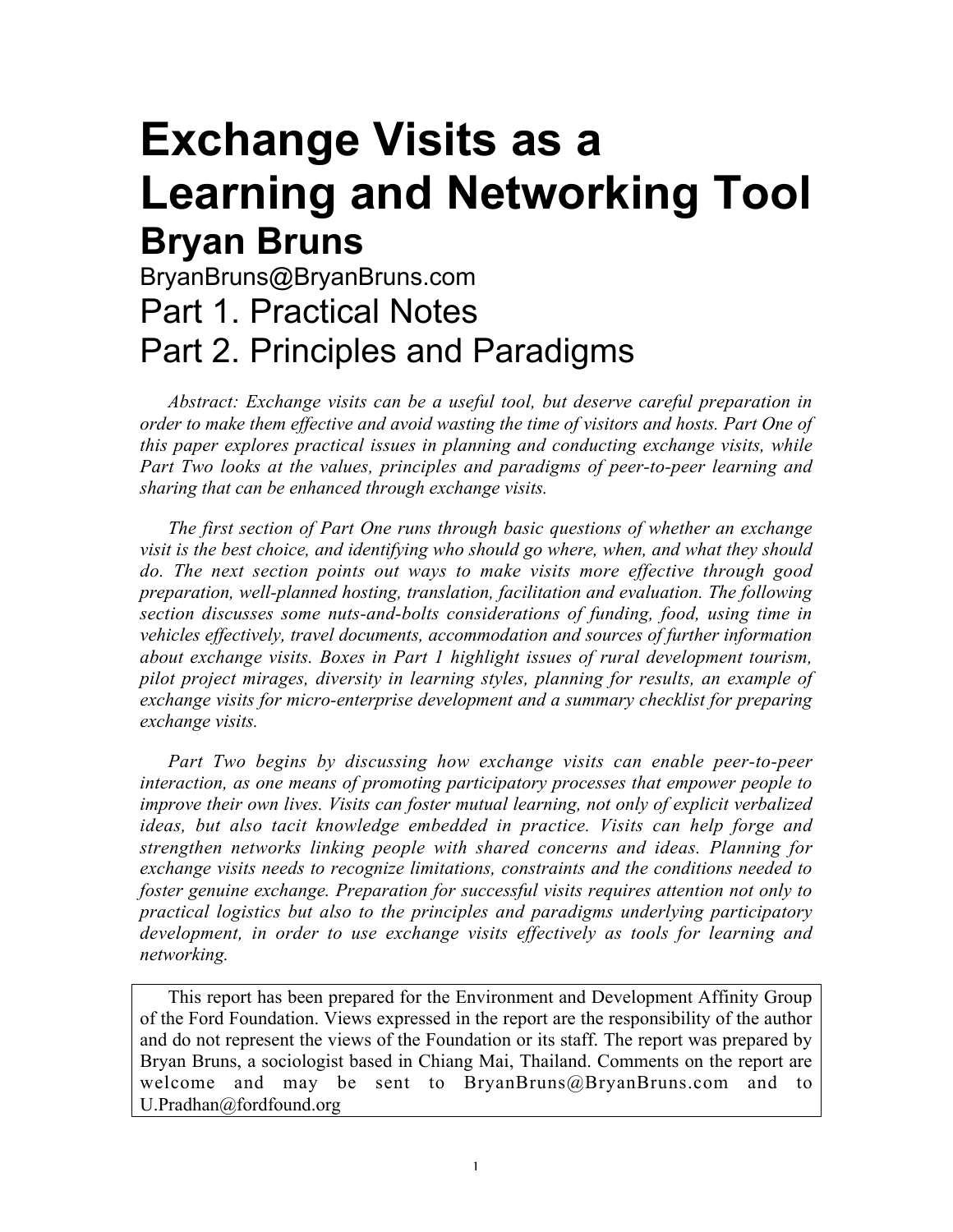# Exchange Visits as a Learning and Networking Tool

## Bryan Bruns

BryanBruns@BryanBruns.com

Part 1. Practical Notes

Part 2. Principles and Paradigms

*Abstract: Exchange visits can be a useful tool, but deserve careful preparation in order to make them effective and avoid wasting the time of visitors and hosts. Part One of this paper explores practical issues in planning and conducting exchange visits, while Part Two looks at the values, principles and paradigms of peer-to-peer learning and sharing that can be enhanced through exchange visits.*

*The first section of Part One runs through basic questions of whether an exchange visit is the best choice, and identifying who should go where, when, and what they should do. The next section points out ways to make visits more effective through good preparation, well-planned hosting, translation, facilitation and evaluation. The following section discusses some nuts-and-bolts considerations of funding, food, using time in vehicles effectively, travel documents, accommodation and sources of further information about exchange visits. Boxes in Part 1 highlight issues of rural development tourism, pilot project mirages, diversity in learning styles, planning for results, an example of exchange visits for micro-enterprise development and a summary checklist for preparing exchange visits.*

*Part Two begins by discussing how exchange visits can enable peer-to-peer interaction, as one means of promoting participatory processes that empower people to improve their own lives. Visits can foster mutual learning, not only of explicit verbalized ideas, but also tacit knowledge embedded in practice. Visits can help forge and strengthen networks linking people with shared concerns and ideas. Planning for exchange visits needs to recognize limitations, constraints and the conditions needed to foster genuine exchange. Preparation for successful visits requires attention not only to practical logistics but also to the principles and paradigms underlying participatory development, in order to use exchange visits effectively as tools for learning and networking.*

> This report has been prepared for the Environment and Development Affinity Group of the Ford Foundation. Views expressed in the report are the responsibility of the author and do not represent the views of the Foundation or its staff. The report was prepared by Bryan Bruns, a sociologist based in Chiang Mai, Thailand. Comments on the report are welcome and may be sent to BryanBruns@BryanBruns.com and to U.Pradhan@fordfound.org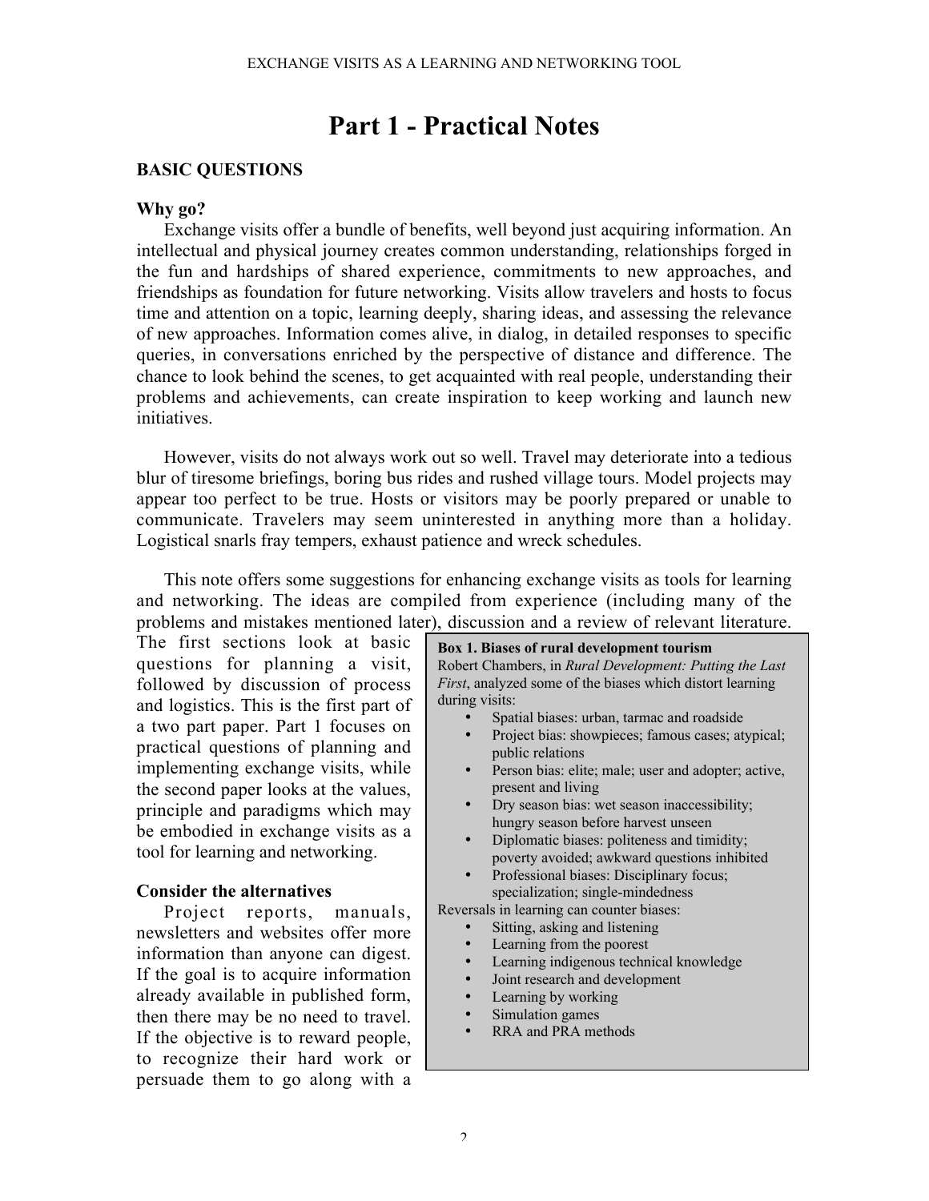# Part 1 - Practical Notes

## BASIC QUESTIONS

### Why go?

Exchange visits offer a bundle of benefits, well beyond just acquiring information. An intellectual and physical journey creates common understanding, relationships forged in the fun and hardships of shared experience, commitments to new approaches, and friendships as foundation for future networking. Visits allow travelers and hosts to focus time and attention on a topic, learning deeply, sharing ideas, and assessing the relevance of new approaches. Information comes alive, in dialog, in detailed responses to specific queries, in conversations enriched by the perspective of distance and difference. The chance to look behind the scenes, to get acquainted with real people, understanding their problems and achievements, can create inspiration to keep working and launch new initiatives.

However, visits do not always work out so well. Travel may deteriorate into a tedious blur of tiresome briefings, boring bus rides and rushed village tours. Model projects may appear too perfect to be true. Hosts or visitors may be poorly prepared or unable to communicate. Travelers may seem uninterested in anything more than a holiday. Logistical snarls fray tempers, exhaust patience and wreck schedules.

This note offers some suggestions for enhancing exchange visits as tools for learning and networking. The ideas are compiled from experience (including many of the problems and mistakes mentioned later), discussion and a review of relevant literature. The first sections look at basic questions for planning a visit, followed by discussion of process and logistics. This is the first part of a two part paper. Part 1 focuses on practical questions of planning and implementing exchange visits, while the second paper looks at the values, principle and paradigms which may be embodied in exchange visits as a tool for learning and networking.

> **Box 1. Biases of rural development tourism**
>
> Robert Chambers, in *Rural Development: Putting the Last First*, analyzed some of the biases which distort learning during visits:
>
> - Spatial biases: urban, tarmac and roadside
> - Project bias: showpieces; famous cases; atypical; public relations
> - Person bias: elite; male; user and adopter; active, present and living
> - Dry season bias: wet season inaccessibility; hungry season before harvest unseen
> - Diplomatic biases: politeness and timidity; poverty avoided; awkward questions inhibited
> - Professional biases: Disciplinary focus; specialization; single-mindedness
>
> Reversals in learning can counter biases:
>
> - Sitting, asking and listening
> - Learning from the poorest
> - Learning indigenous technical knowledge
> - Joint research and development
> - Learning by working
> - Simulation games
> - RRA and PRA methods

### Consider the alternatives

Project reports, manuals, newsletters and websites offer more information than anyone can digest. If the goal is to acquire information already available in published form, then there may be no need to travel. If the objective is to reward people, to recognize their hard work or persuade them to go along with a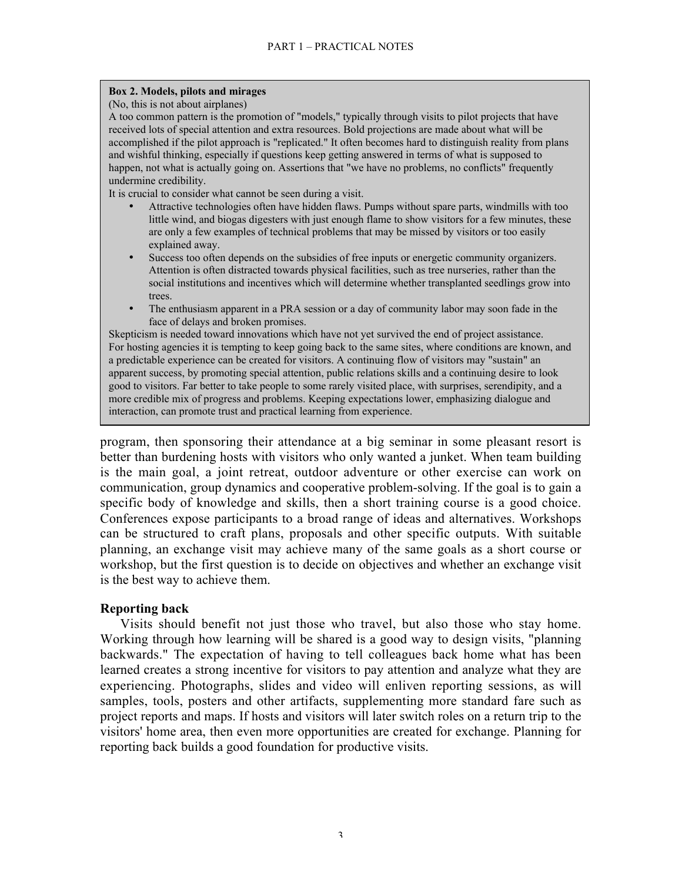> **Box 2. Models, pilots and mirages**
> (No, this is not about airplanes)
> A too common pattern is the promotion of "models," typically through visits to pilot projects that have received lots of special attention and extra resources. Bold projections are made about what will be accomplished if the pilot approach is "replicated." It often becomes hard to distinguish reality from plans and wishful thinking, especially if questions keep getting answered in terms of what is supposed to happen, not what is actually going on. Assertions that "we have no problems, no conflicts" frequently undermine credibility.
> It is crucial to consider what cannot be seen during a visit.
>
> - Attractive technologies often have hidden flaws. Pumps without spare parts, windmills with too little wind, and biogas digesters with just enough flame to show visitors for a few minutes, these are only a few examples of technical problems that may be missed by visitors or too easily explained away.
> - Success too often depends on the subsidies of free inputs or energetic community organizers. Attention is often distracted towards physical facilities, such as tree nurseries, rather than the social institutions and incentives which will determine whether transplanted seedlings grow into trees.
> - The enthusiasm apparent in a PRA session or a day of community labor may soon fade in the face of delays and broken promises.
>
> Skepticism is needed toward innovations which have not yet survived the end of project assistance.
> For hosting agencies it is tempting to keep going back to the same sites, where conditions are known, and a predictable experience can be created for visitors. A continuing flow of visitors may "sustain" an apparent success, by promoting special attention, public relations skills and a continuing desire to look good to visitors. Far better to take people to some rarely visited place, with surprises, serendipity, and a more credible mix of progress and problems. Keeping expectations lower, emphasizing dialogue and interaction, can promote trust and practical learning from experience.

program, then sponsoring their attendance at a big seminar in some pleasant resort is better than burdening hosts with visitors who only wanted a junket. When team building is the main goal, a joint retreat, outdoor adventure or other exercise can work on communication, group dynamics and cooperative problem-solving. If the goal is to gain a specific body of knowledge and skills, then a short training course is a good choice. Conferences expose participants to a broad range of ideas and alternatives. Workshops can be structured to craft plans, proposals and other specific outputs. With suitable planning, an exchange visit may achieve many of the same goals as a short course or workshop, but the first question is to decide on objectives and whether an exchange visit is the best way to achieve them.

### Reporting back

Visits should benefit not just those who travel, but also those who stay home. Working through how learning will be shared is a good way to design visits, "planning backwards." The expectation of having to tell colleagues back home what has been learned creates a strong incentive for visitors to pay attention and analyze what they are experiencing. Photographs, slides and video will enliven reporting sessions, as will samples, tools, posters and other artifacts, supplementing more standard fare such as project reports and maps. If hosts and visitors will later switch roles on a return trip to the visitors' home area, then even more opportunities are created for exchange. Planning for reporting back builds a good foundation for productive visits.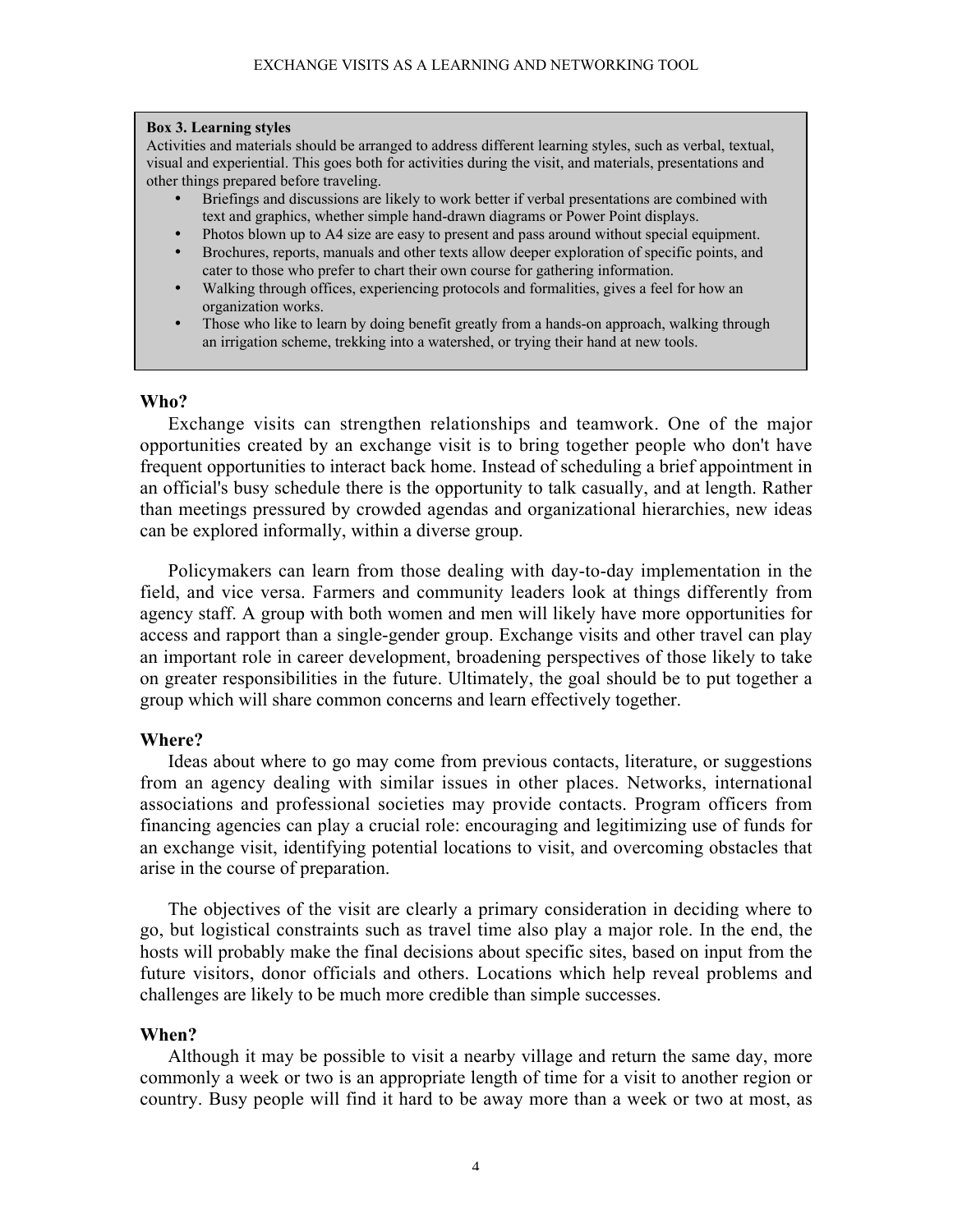**Box 3. Learning styles**

Activities and materials should be arranged to address different learning styles, such as verbal, textual, visual and experiential. This goes both for activities during the visit, and materials, presentations and other things prepared before traveling.

- Briefings and discussions are likely to work better if verbal presentations are combined with text and graphics, whether simple hand-drawn diagrams or Power Point displays.
- Photos blown up to A4 size are easy to present and pass around without special equipment.
- Brochures, reports, manuals and other texts allow deeper exploration of specific points, and cater to those who prefer to chart their own course for gathering information.
- Walking through offices, experiencing protocols and formalities, gives a feel for how an organization works.
- Those who like to learn by doing benefit greatly from a hands-on approach, walking through an irrigation scheme, trekking into a watershed, or trying their hand at new tools.

### Who?

Exchange visits can strengthen relationships and teamwork. One of the major opportunities created by an exchange visit is to bring together people who don't have frequent opportunities to interact back home. Instead of scheduling a brief appointment in an official's busy schedule there is the opportunity to talk casually, and at length. Rather than meetings pressured by crowded agendas and organizational hierarchies, new ideas can be explored informally, within a diverse group.

Policymakers can learn from those dealing with day-to-day implementation in the field, and vice versa. Farmers and community leaders look at things differently from agency staff. A group with both women and men will likely have more opportunities for access and rapport than a single-gender group. Exchange visits and other travel can play an important role in career development, broadening perspectives of those likely to take on greater responsibilities in the future. Ultimately, the goal should be to put together a group which will share common concerns and learn effectively together.

### Where?

Ideas about where to go may come from previous contacts, literature, or suggestions from an agency dealing with similar issues in other places. Networks, international associations and professional societies may provide contacts. Program officers from financing agencies can play a crucial role: encouraging and legitimizing use of funds for an exchange visit, identifying potential locations to visit, and overcoming obstacles that arise in the course of preparation.

The objectives of the visit are clearly a primary consideration in deciding where to go, but logistical constraints such as travel time also play a major role. In the end, the hosts will probably make the final decisions about specific sites, based on input from the future visitors, donor officials and others. Locations which help reveal problems and challenges are likely to be much more credible than simple successes.

### When?

Although it may be possible to visit a nearby village and return the same day, more commonly a week or two is an appropriate length of time for a visit to another region or country. Busy people will find it hard to be away more than a week or two at most, as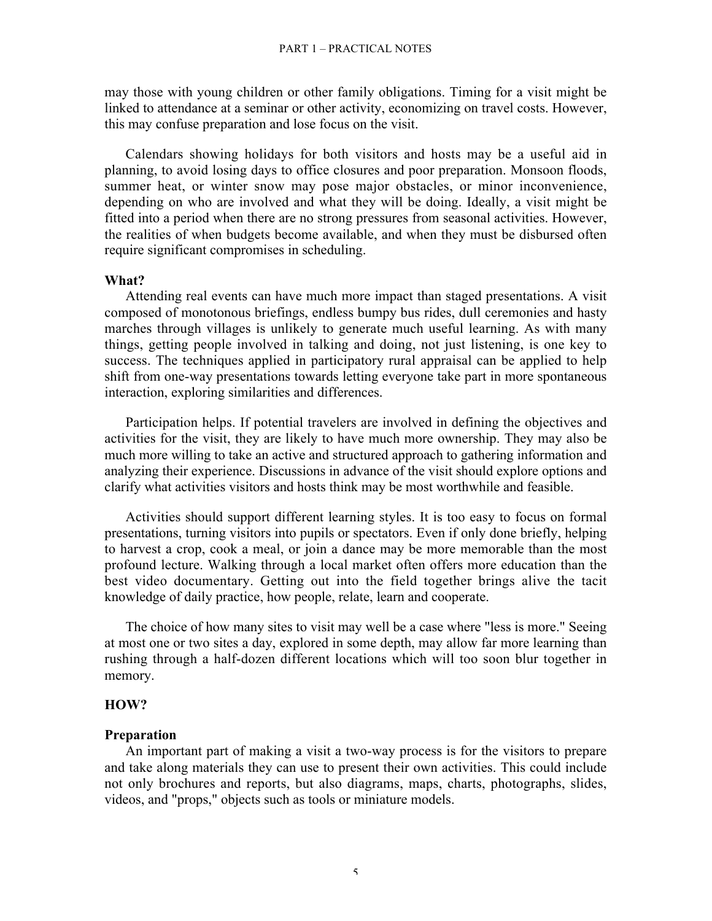may those with young children or other family obligations. Timing for a visit might be linked to attendance at a seminar or other activity, economizing on travel costs. However, this may confuse preparation and lose focus on the visit.

Calendars showing holidays for both visitors and hosts may be a useful aid in planning, to avoid losing days to office closures and poor preparation. Monsoon floods, summer heat, or winter snow may pose major obstacles, or minor inconvenience, depending on who are involved and what they will be doing. Ideally, a visit might be fitted into a period when there are no strong pressures from seasonal activities. However, the realities of when budgets become available, and when they must be disbursed often require significant compromises in scheduling.

**What?**

Attending real events can have much more impact than staged presentations. A visit composed of monotonous briefings, endless bumpy bus rides, dull ceremonies and hasty marches through villages is unlikely to generate much useful learning. As with many things, getting people involved in talking and doing, not just listening, is one key to success. The techniques applied in participatory rural appraisal can be applied to help shift from one-way presentations towards letting everyone take part in more spontaneous interaction, exploring similarities and differences.

Participation helps. If potential travelers are involved in defining the objectives and activities for the visit, they are likely to have much more ownership. They may also be much more willing to take an active and structured approach to gathering information and analyzing their experience. Discussions in advance of the visit should explore options and clarify what activities visitors and hosts think may be most worthwhile and feasible.

Activities should support different learning styles. It is too easy to focus on formal presentations, turning visitors into pupils or spectators. Even if only done briefly, helping to harvest a crop, cook a meal, or join a dance may be more memorable than the most profound lecture. Walking through a local market often offers more education than the best video documentary. Getting out into the field together brings alive the tacit knowledge of daily practice, how people, relate, learn and cooperate.

The choice of how many sites to visit may well be a case where "less is more." Seeing at most one or two sites a day, explored in some depth, may allow far more learning than rushing through a half-dozen different locations which will too soon blur together in memory.

## HOW?

**Preparation**

An important part of making a visit a two-way process is for the visitors to prepare and take along materials they can use to present their own activities. This could include not only brochures and reports, but also diagrams, maps, charts, photographs, slides, videos, and "props," objects such as tools or miniature models.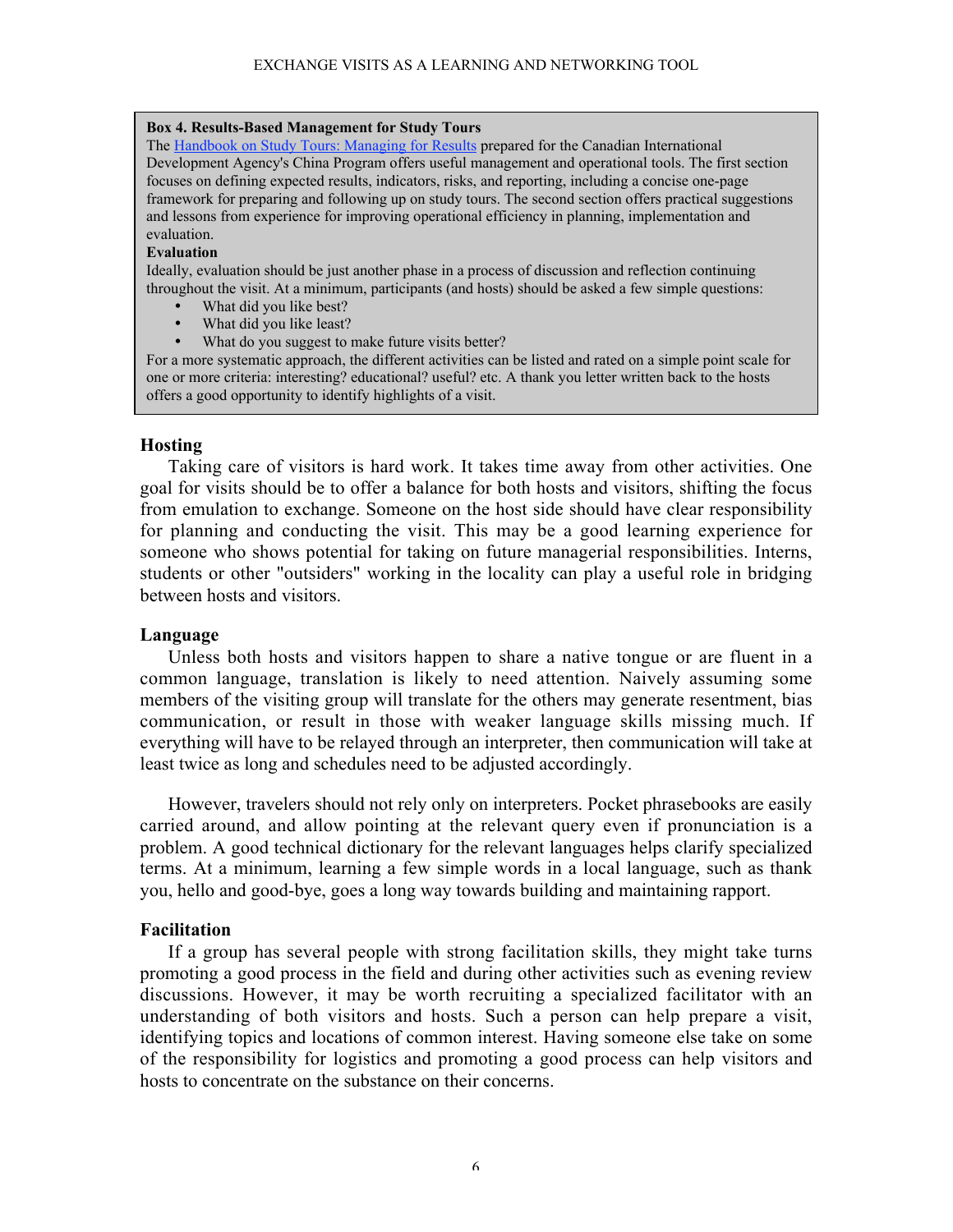> **Box 4. Results-Based Management for Study Tours**
>
> The [Handbook on Study Tours: Managing for Results] prepared for the Canadian International Development Agency's China Program offers useful management and operational tools. The first section focuses on defining expected results, indicators, risks, and reporting, including a concise one-page framework for preparing and following up on study tours. The second section offers practical suggestions and lessons from experience for improving operational efficiency in planning, implementation and evaluation.
>
> **Evaluation**
>
> Ideally, evaluation should be just another phase in a process of discussion and reflection continuing throughout the visit. At a minimum, participants (and hosts) should be asked a few simple questions:
>
> - What did you like best?
> - What did you like least?
> - What do you suggest to make future visits better?
>
> For a more systematic approach, the different activities can be listed and rated on a simple point scale for one or more criteria: interesting? educational? useful? etc. A thank you letter written back to the hosts offers a good opportunity to identify highlights of a visit.

### Hosting

Taking care of visitors is hard work. It takes time away from other activities. One goal for visits should be to offer a balance for both hosts and visitors, shifting the focus from emulation to exchange. Someone on the host side should have clear responsibility for planning and conducting the visit. This may be a good learning experience for someone who shows potential for taking on future managerial responsibilities. Interns, students or other "outsiders" working in the locality can play a useful role in bridging between hosts and visitors.

### Language

Unless both hosts and visitors happen to share a native tongue or are fluent in a common language, translation is likely to need attention. Naively assuming some members of the visiting group will translate for the others may generate resentment, bias communication, or result in those with weaker language skills missing much. If everything will have to be relayed through an interpreter, then communication will take at least twice as long and schedules need to be adjusted accordingly.

However, travelers should not rely only on interpreters. Pocket phrasebooks are easily carried around, and allow pointing at the relevant query even if pronunciation is a problem. A good technical dictionary for the relevant languages helps clarify specialized terms. At a minimum, learning a few simple words in a local language, such as thank you, hello and good-bye, goes a long way towards building and maintaining rapport.

### Facilitation

If a group has several people with strong facilitation skills, they might take turns promoting a good process in the field and during other activities such as evening review discussions. However, it may be worth recruiting a specialized facilitator with an understanding of both visitors and hosts. Such a person can help prepare a visit, identifying topics and locations of common interest. Having someone else take on some of the responsibility for logistics and promoting a good process can help visitors and hosts to concentrate on the substance on their concerns.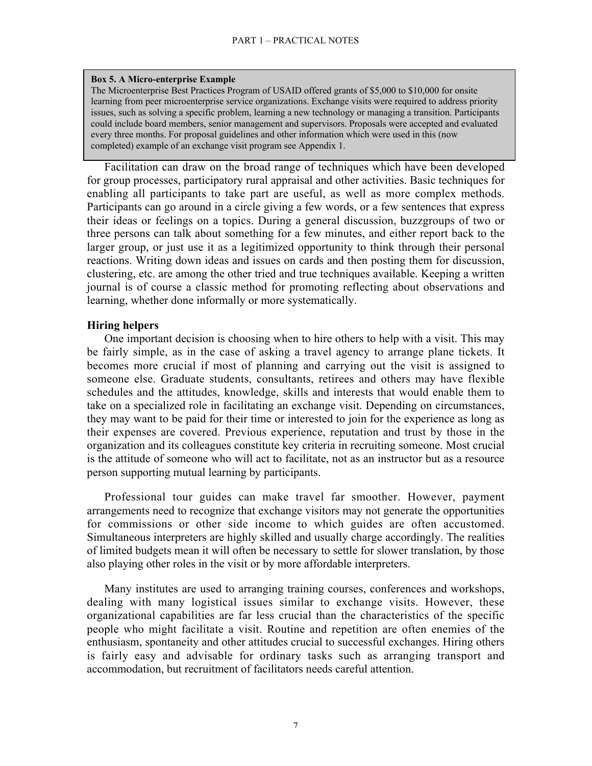> **Box 5. A Micro-enterprise Example**
> The Microenterprise Best Practices Program of USAID offered grants of $5,000 to $10,000 for onsite learning from peer microenterprise service organizations. Exchange visits were required to address priority issues, such as solving a specific problem, learning a new technology or managing a transition. Participants could include board members, senior management and supervisors. Proposals were accepted and evaluated every three months. For proposal guidelines and other information which were used in this (now completed) example of an exchange visit program see Appendix 1.

Facilitation can draw on the broad range of techniques which have been developed for group processes, participatory rural appraisal and other activities. Basic techniques for enabling all participants to take part are useful, as well as more complex methods. Participants can go around in a circle giving a few words, or a few sentences that express their ideas or feelings on a topics. During a general discussion, buzzgroups of two or three persons can talk about something for a few minutes, and either report back to the larger group, or just use it as a legitimized opportunity to think through their personal reactions. Writing down ideas and issues on cards and then posting them for discussion, clustering, etc. are among the other tried and true techniques available. Keeping a written journal is of course a classic method for promoting reflecting about observations and learning, whether done informally or more systematically.

### Hiring helpers

One important decision is choosing when to hire others to help with a visit. This may be fairly simple, as in the case of asking a travel agency to arrange plane tickets. It becomes more crucial if most of planning and carrying out the visit is assigned to someone else. Graduate students, consultants, retirees and others may have flexible schedules and the attitudes, knowledge, skills and interests that would enable them to take on a specialized role in facilitating an exchange visit. Depending on circumstances, they may want to be paid for their time or interested to join for the experience as long as their expenses are covered. Previous experience, reputation and trust by those in the organization and its colleagues constitute key criteria in recruiting someone. Most crucial is the attitude of someone who will act to facilitate, not as an instructor but as a resource person supporting mutual learning by participants.

Professional tour guides can make travel far smoother. However, payment arrangements need to recognize that exchange visitors may not generate the opportunities for commissions or other side income to which guides are often accustomed. Simultaneous interpreters are highly skilled and usually charge accordingly. The realities of limited budgets mean it will often be necessary to settle for slower translation, by those also playing other roles in the visit or by more affordable interpreters.

Many institutes are used to arranging training courses, conferences and workshops, dealing with many logistical issues similar to exchange visits. However, these organizational capabilities are far less crucial than the characteristics of the specific people who might facilitate a visit. Routine and repetition are often enemies of the enthusiasm, spontaneity and other attitudes crucial to successful exchanges. Hiring others is fairly easy and advisable for ordinary tasks such as arranging transport and accommodation, but recruitment of facilitators needs careful attention.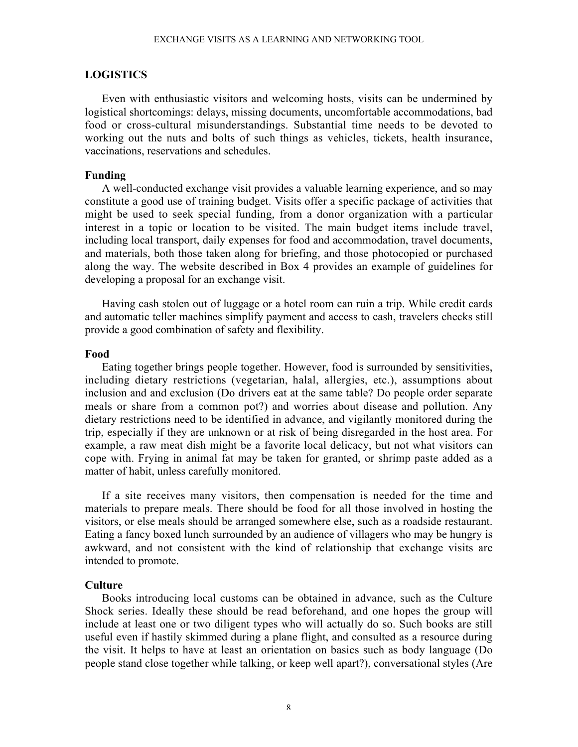## LOGISTICS

Even with enthusiastic visitors and welcoming hosts, visits can be undermined by logistical shortcomings: delays, missing documents, uncomfortable accommodations, bad food or cross-cultural misunderstandings. Substantial time needs to be devoted to working out the nuts and bolts of such things as vehicles, tickets, health insurance, vaccinations, reservations and schedules.

### Funding

A well-conducted exchange visit provides a valuable learning experience, and so may constitute a good use of training budget. Visits offer a specific package of activities that might be used to seek special funding, from a donor organization with a particular interest in a topic or location to be visited. The main budget items include travel, including local transport, daily expenses for food and accommodation, travel documents, and materials, both those taken along for briefing, and those photocopied or purchased along the way. The website described in Box 4 provides an example of guidelines for developing a proposal for an exchange visit.

Having cash stolen out of luggage or a hotel room can ruin a trip. While credit cards and automatic teller machines simplify payment and access to cash, travelers checks still provide a good combination of safety and flexibility.

### Food

Eating together brings people together. However, food is surrounded by sensitivities, including dietary restrictions (vegetarian, halal, allergies, etc.), assumptions about inclusion and and exclusion (Do drivers eat at the same table? Do people order separate meals or share from a common pot?) and worries about disease and pollution. Any dietary restrictions need to be identified in advance, and vigilantly monitored during the trip, especially if they are unknown or at risk of being disregarded in the host area. For example, a raw meat dish might be a favorite local delicacy, but not what visitors can cope with. Frying in animal fat may be taken for granted, or shrimp paste added as a matter of habit, unless carefully monitored.

If a site receives many visitors, then compensation is needed for the time and materials to prepare meals. There should be food for all those involved in hosting the visitors, or else meals should be arranged somewhere else, such as a roadside restaurant. Eating a fancy boxed lunch surrounded by an audience of villagers who may be hungry is awkward, and not consistent with the kind of relationship that exchange visits are intended to promote.

### Culture

Books introducing local customs can be obtained in advance, such as the Culture Shock series. Ideally these should be read beforehand, and one hopes the group will include at least one or two diligent types who will actually do so. Such books are still useful even if hastily skimmed during a plane flight, and consulted as a resource during the visit. It helps to have at least an orientation on basics such as body language (Do people stand close together while talking, or keep well apart?), conversational styles (Are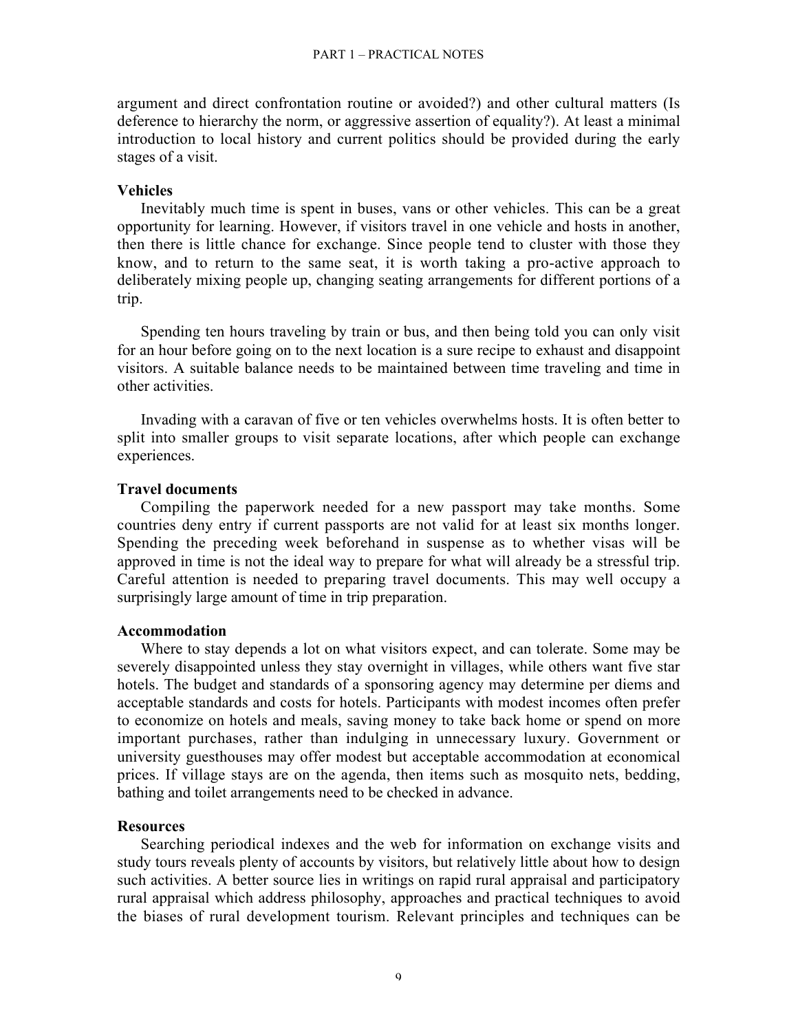argument and direct confrontation routine or avoided?) and other cultural matters (Is deference to hierarchy the norm, or aggressive assertion of equality?). At least a minimal introduction to local history and current politics should be provided during the early stages of a visit.

**Vehicles**

Inevitably much time is spent in buses, vans or other vehicles. This can be a great opportunity for learning. However, if visitors travel in one vehicle and hosts in another, then there is little chance for exchange. Since people tend to cluster with those they know, and to return to the same seat, it is worth taking a pro-active approach to deliberately mixing people up, changing seating arrangements for different portions of a trip.

Spending ten hours traveling by train or bus, and then being told you can only visit for an hour before going on to the next location is a sure recipe to exhaust and disappoint visitors. A suitable balance needs to be maintained between time traveling and time in other activities.

Invading with a caravan of five or ten vehicles overwhelms hosts. It is often better to split into smaller groups to visit separate locations, after which people can exchange experiences.

**Travel documents**

Compiling the paperwork needed for a new passport may take months. Some countries deny entry if current passports are not valid for at least six months longer. Spending the preceding week beforehand in suspense as to whether visas will be approved in time is not the ideal way to prepare for what will already be a stressful trip. Careful attention is needed to preparing travel documents. This may well occupy a surprisingly large amount of time in trip preparation.

**Accommodation**

Where to stay depends a lot on what visitors expect, and can tolerate. Some may be severely disappointed unless they stay overnight in villages, while others want five star hotels. The budget and standards of a sponsoring agency may determine per diems and acceptable standards and costs for hotels. Participants with modest incomes often prefer to economize on hotels and meals, saving money to take back home or spend on more important purchases, rather than indulging in unnecessary luxury. Government or university guesthouses may offer modest but acceptable accommodation at economical prices. If village stays are on the agenda, then items such as mosquito nets, bedding, bathing and toilet arrangements need to be checked in advance.

**Resources**

Searching periodical indexes and the web for information on exchange visits and study tours reveals plenty of accounts by visitors, but relatively little about how to design such activities. A better source lies in writings on rapid rural appraisal and participatory rural appraisal which address philosophy, approaches and practical techniques to avoid the biases of rural development tourism. Relevant principles and techniques can be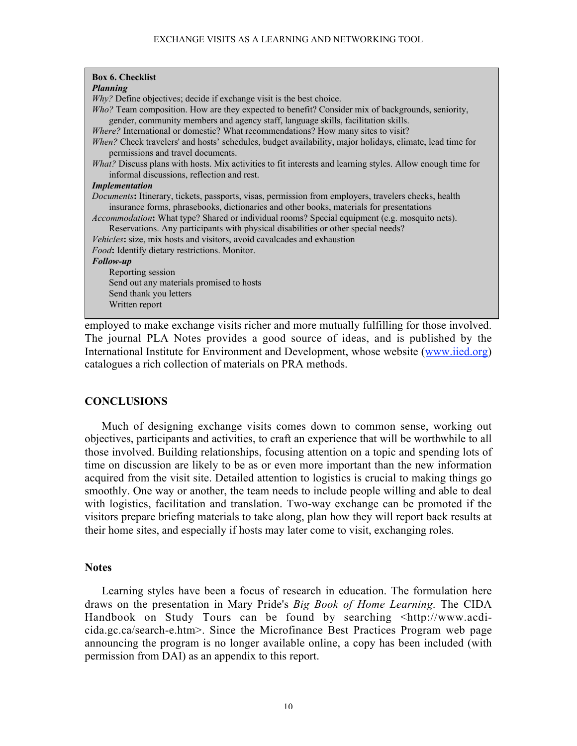**Box 6. Checklist**

***Planning***

*Why?* Define objectives; decide if exchange visit is the best choice.

*Who?* Team composition. How are they expected to benefit? Consider mix of backgrounds, seniority, gender, community members and agency staff, language skills, facilitation skills.

*Where?* International or domestic? What recommendations? How many sites to visit?

*When?* Check travelers' and hosts' schedules, budget availability, major holidays, climate, lead time for permissions and travel documents.

*What?* Discuss plans with hosts. Mix activities to fit interests and learning styles. Allow enough time for informal discussions, reflection and rest.

***Implementation***

*Documents***:** Itinerary, tickets, passports, visas, permission from employers, travelers checks, health insurance forms, phrasebooks, dictionaries and other books, materials for presentations

*Accommodation***:** What type? Shared or individual rooms? Special equipment (e.g. mosquito nets). Reservations. Any participants with physical disabilities or other special needs?

*Vehicles***:** size, mix hosts and visitors, avoid cavalcades and exhaustion

*Food***:** Identify dietary restrictions. Monitor.

***Follow-up***

Reporting session
Send out any materials promised to hosts
Send thank you letters
Written report

employed to make exchange visits richer and more mutually fulfilling for those involved. The journal PLA Notes provides a good source of ideas, and is published by the International Institute for Environment and Development, whose website (www.iied.org) catalogues a rich collection of materials on PRA methods.

## CONCLUSIONS

Much of designing exchange visits comes down to common sense, working out objectives, participants and activities, to craft an experience that will be worthwhile to all those involved. Building relationships, focusing attention on a topic and spending lots of time on discussion are likely to be as or even more important than the new information acquired from the visit site. Detailed attention to logistics is crucial to making things go smoothly. One way or another, the team needs to include people willing and able to deal with logistics, facilitation and translation. Two-way exchange can be promoted if the visitors prepare briefing materials to take along, plan how they will report back results at their home sites, and especially if hosts may later come to visit, exchanging roles.

### Notes

Learning styles have been a focus of research in education. The formulation here draws on the presentation in Mary Pride's *Big Book of Home Learning*. The CIDA Handbook on Study Tours can be found by searching <http://www.acdi-cida.gc.ca/search-e.htm>. Since the Microfinance Best Practices Program web page announcing the program is no longer available online, a copy has been included (with permission from DAI) as an appendix to this report.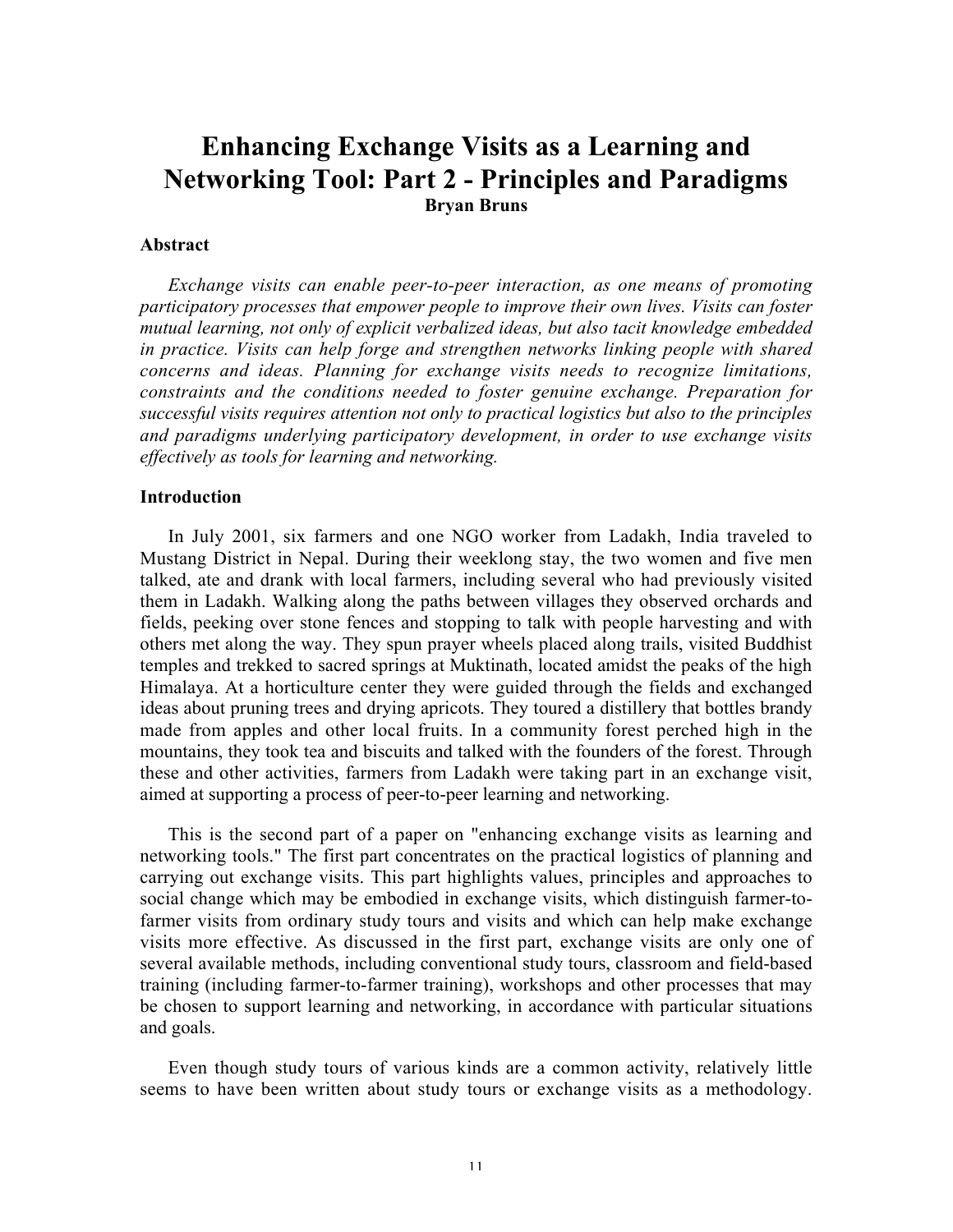# Enhancing Exchange Visits as a Learning and Networking Tool: Part 2 - Principles and Paradigms

**Bryan Bruns**

## Abstract

*Exchange visits can enable peer-to-peer interaction, as one means of promoting participatory processes that empower people to improve their own lives. Visits can foster mutual learning, not only of explicit verbalized ideas, but also tacit knowledge embedded in practice. Visits can help forge and strengthen networks linking people with shared concerns and ideas. Planning for exchange visits needs to recognize limitations, constraints and the conditions needed to foster genuine exchange. Preparation for successful visits requires attention not only to practical logistics but also to the principles and paradigms underlying participatory development, in order to use exchange visits effectively as tools for learning and networking.*

## Introduction

In July 2001, six farmers and one NGO worker from Ladakh, India traveled to Mustang District in Nepal. During their weeklong stay, the two women and five men talked, ate and drank with local farmers, including several who had previously visited them in Ladakh. Walking along the paths between villages they observed orchards and fields, peeking over stone fences and stopping to talk with people harvesting and with others met along the way. They spun prayer wheels placed along trails, visited Buddhist temples and trekked to sacred springs at Muktinath, located amidst the peaks of the high Himalaya. At a horticulture center they were guided through the fields and exchanged ideas about pruning trees and drying apricots. They toured a distillery that bottles brandy made from apples and other local fruits. In a community forest perched high in the mountains, they took tea and biscuits and talked with the founders of the forest. Through these and other activities, farmers from Ladakh were taking part in an exchange visit, aimed at supporting a process of peer-to-peer learning and networking.

This is the second part of a paper on "enhancing exchange visits as learning and networking tools." The first part concentrates on the practical logistics of planning and carrying out exchange visits. This part highlights values, principles and approaches to social change which may be embodied in exchange visits, which distinguish farmer-to-farmer visits from ordinary study tours and visits and which can help make exchange visits more effective. As discussed in the first part, exchange visits are only one of several available methods, including conventional study tours, classroom and field-based training (including farmer-to-farmer training), workshops and other processes that may be chosen to support learning and networking, in accordance with particular situations and goals.

Even though study tours of various kinds are a common activity, relatively little seems to have been written about study tours or exchange visits as a methodology.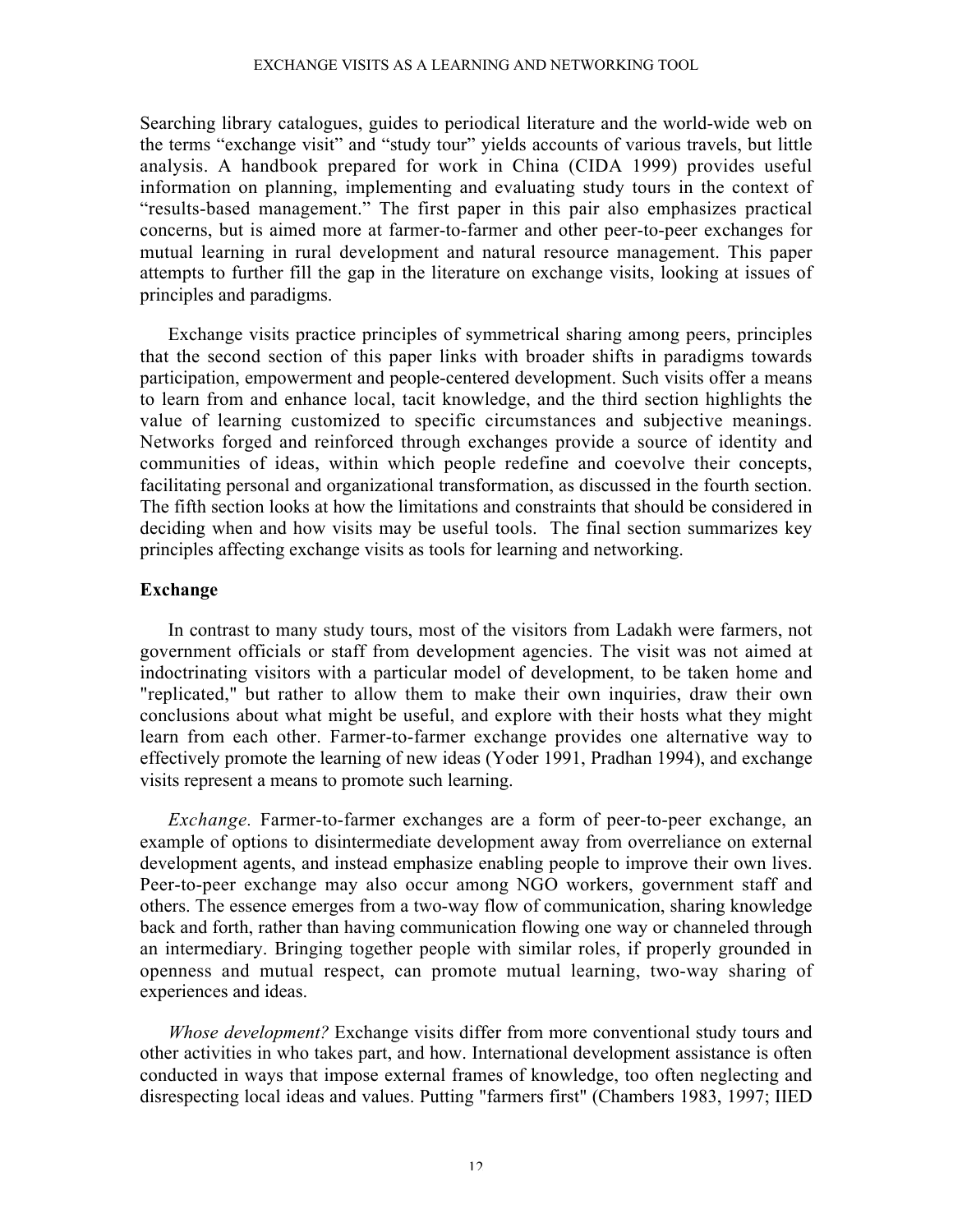Searching library catalogues, guides to periodical literature and the world-wide web on the terms "exchange visit" and "study tour" yields accounts of various travels, but little analysis. A handbook prepared for work in China (CIDA 1999) provides useful information on planning, implementing and evaluating study tours in the context of "results-based management." The first paper in this pair also emphasizes practical concerns, but is aimed more at farmer-to-farmer and other peer-to-peer exchanges for mutual learning in rural development and natural resource management. This paper attempts to further fill the gap in the literature on exchange visits, looking at issues of principles and paradigms.

Exchange visits practice principles of symmetrical sharing among peers, principles that the second section of this paper links with broader shifts in paradigms towards participation, empowerment and people-centered development. Such visits offer a means to learn from and enhance local, tacit knowledge, and the third section highlights the value of learning customized to specific circumstances and subjective meanings. Networks forged and reinforced through exchanges provide a source of identity and communities of ideas, within which people redefine and coevolve their concepts, facilitating personal and organizational transformation, as discussed in the fourth section. The fifth section looks at how the limitations and constraints that should be considered in deciding when and how visits may be useful tools. The final section summarizes key principles affecting exchange visits as tools for learning and networking.

## Exchange

In contrast to many study tours, most of the visitors from Ladakh were farmers, not government officials or staff from development agencies. The visit was not aimed at indoctrinating visitors with a particular model of development, to be taken home and "replicated," but rather to allow them to make their own inquiries, draw their own conclusions about what might be useful, and explore with their hosts what they might learn from each other. Farmer-to-farmer exchange provides one alternative way to effectively promote the learning of new ideas (Yoder 1991, Pradhan 1994), and exchange visits represent a means to promote such learning.

*Exchange.* Farmer-to-farmer exchanges are a form of peer-to-peer exchange, an example of options to disintermediate development away from overreliance on external development agents, and instead emphasize enabling people to improve their own lives. Peer-to-peer exchange may also occur among NGO workers, government staff and others. The essence emerges from a two-way flow of communication, sharing knowledge back and forth, rather than having communication flowing one way or channeled through an intermediary. Bringing together people with similar roles, if properly grounded in openness and mutual respect, can promote mutual learning, two-way sharing of experiences and ideas.

*Whose development?* Exchange visits differ from more conventional study tours and other activities in who takes part, and how. International development assistance is often conducted in ways that impose external frames of knowledge, too often neglecting and disrespecting local ideas and values. Putting "farmers first" (Chambers 1983, 1997; IIED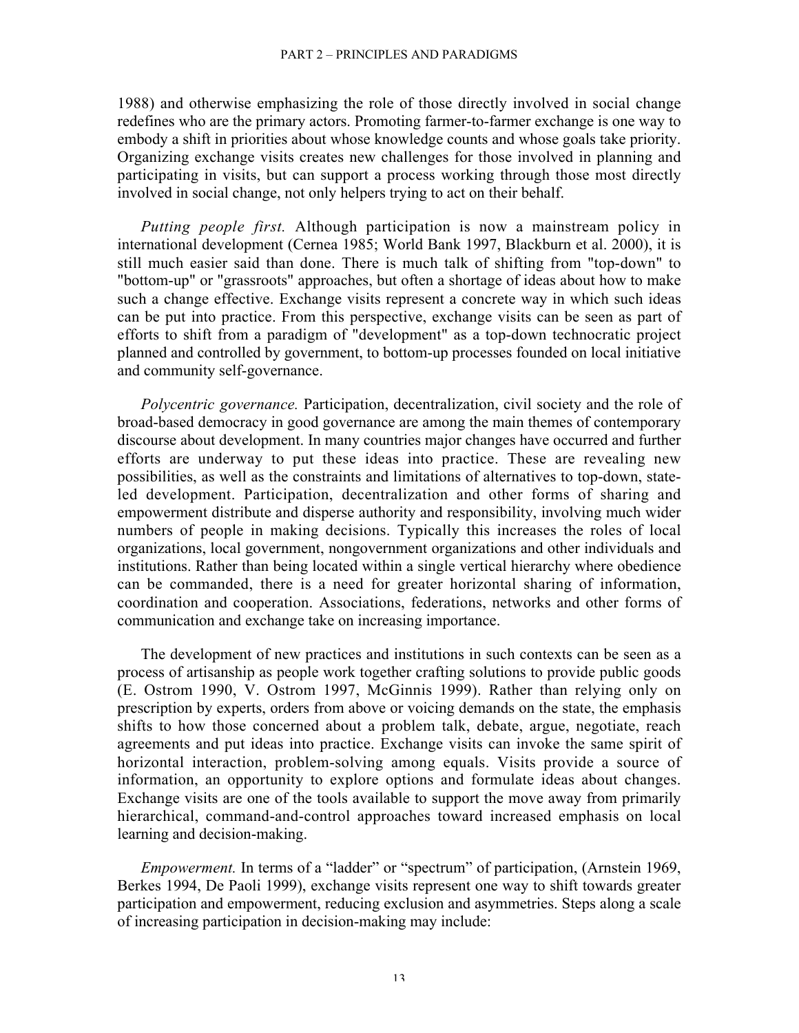1988) and otherwise emphasizing the role of those directly involved in social change redefines who are the primary actors. Promoting farmer-to-farmer exchange is one way to embody a shift in priorities about whose knowledge counts and whose goals take priority. Organizing exchange visits creates new challenges for those involved in planning and participating in visits, but can support a process working through those most directly involved in social change, not only helpers trying to act on their behalf.

*Putting people first.* Although participation is now a mainstream policy in international development (Cernea 1985; World Bank 1997, Blackburn et al. 2000), it is still much easier said than done. There is much talk of shifting from "top-down" to "bottom-up" or "grassroots" approaches, but often a shortage of ideas about how to make such a change effective. Exchange visits represent a concrete way in which such ideas can be put into practice. From this perspective, exchange visits can be seen as part of efforts to shift from a paradigm of "development" as a top-down technocratic project planned and controlled by government, to bottom-up processes founded on local initiative and community self-governance.

*Polycentric governance.* Participation, decentralization, civil society and the role of broad-based democracy in good governance are among the main themes of contemporary discourse about development. In many countries major changes have occurred and further efforts are underway to put these ideas into practice. These are revealing new possibilities, as well as the constraints and limitations of alternatives to top-down, state-led development. Participation, decentralization and other forms of sharing and empowerment distribute and disperse authority and responsibility, involving much wider numbers of people in making decisions. Typically this increases the roles of local organizations, local government, nongovernment organizations and other individuals and institutions. Rather than being located within a single vertical hierarchy where obedience can be commanded, there is a need for greater horizontal sharing of information, coordination and cooperation. Associations, federations, networks and other forms of communication and exchange take on increasing importance.

The development of new practices and institutions in such contexts can be seen as a process of artisanship as people work together crafting solutions to provide public goods (E. Ostrom 1990, V. Ostrom 1997, McGinnis 1999). Rather than relying only on prescription by experts, orders from above or voicing demands on the state, the emphasis shifts to how those concerned about a problem talk, debate, argue, negotiate, reach agreements and put ideas into practice. Exchange visits can invoke the same spirit of horizontal interaction, problem-solving among equals. Visits provide a source of information, an opportunity to explore options and formulate ideas about changes. Exchange visits are one of the tools available to support the move away from primarily hierarchical, command-and-control approaches toward increased emphasis on local learning and decision-making.

*Empowerment.* In terms of a "ladder" or "spectrum" of participation, (Arnstein 1969, Berkes 1994, De Paoli 1999), exchange visits represent one way to shift towards greater participation and empowerment, reducing exclusion and asymmetries. Steps along a scale of increasing participation in decision-making may include: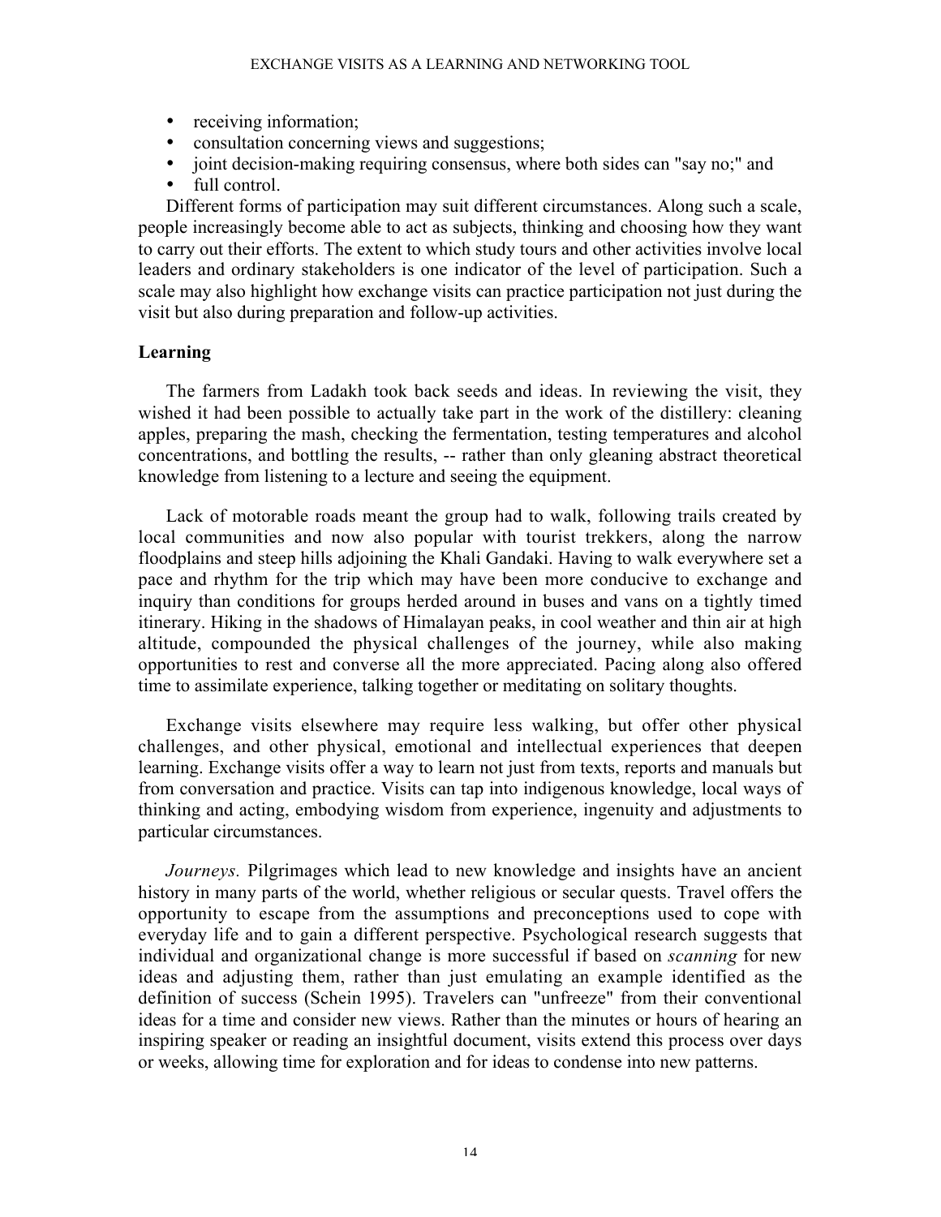- receiving information;
- consultation concerning views and suggestions;
- joint decision-making requiring consensus, where both sides can "say no;" and
- full control.

Different forms of participation may suit different circumstances. Along such a scale, people increasingly become able to act as subjects, thinking and choosing how they want to carry out their efforts. The extent to which study tours and other activities involve local leaders and ordinary stakeholders is one indicator of the level of participation. Such a scale may also highlight how exchange visits can practice participation not just during the visit but also during preparation and follow-up activities.

## Learning

The farmers from Ladakh took back seeds and ideas. In reviewing the visit, they wished it had been possible to actually take part in the work of the distillery: cleaning apples, preparing the mash, checking the fermentation, testing temperatures and alcohol concentrations, and bottling the results, -- rather than only gleaning abstract theoretical knowledge from listening to a lecture and seeing the equipment.

Lack of motorable roads meant the group had to walk, following trails created by local communities and now also popular with tourist trekkers, along the narrow floodplains and steep hills adjoining the Khali Gandaki. Having to walk everywhere set a pace and rhythm for the trip which may have been more conducive to exchange and inquiry than conditions for groups herded around in buses and vans on a tightly timed itinerary. Hiking in the shadows of Himalayan peaks, in cool weather and thin air at high altitude, compounded the physical challenges of the journey, while also making opportunities to rest and converse all the more appreciated. Pacing along also offered time to assimilate experience, talking together or meditating on solitary thoughts.

Exchange visits elsewhere may require less walking, but offer other physical challenges, and other physical, emotional and intellectual experiences that deepen learning. Exchange visits offer a way to learn not just from texts, reports and manuals but from conversation and practice. Visits can tap into indigenous knowledge, local ways of thinking and acting, embodying wisdom from experience, ingenuity and adjustments to particular circumstances.

*Journeys.* Pilgrimages which lead to new knowledge and insights have an ancient history in many parts of the world, whether religious or secular quests. Travel offers the opportunity to escape from the assumptions and preconceptions used to cope with everyday life and to gain a different perspective. Psychological research suggests that individual and organizational change is more successful if based on *scanning* for new ideas and adjusting them, rather than just emulating an example identified as the definition of success (Schein 1995). Travelers can "unfreeze" from their conventional ideas for a time and consider new views. Rather than the minutes or hours of hearing an inspiring speaker or reading an insightful document, visits extend this process over days or weeks, allowing time for exploration and for ideas to condense into new patterns.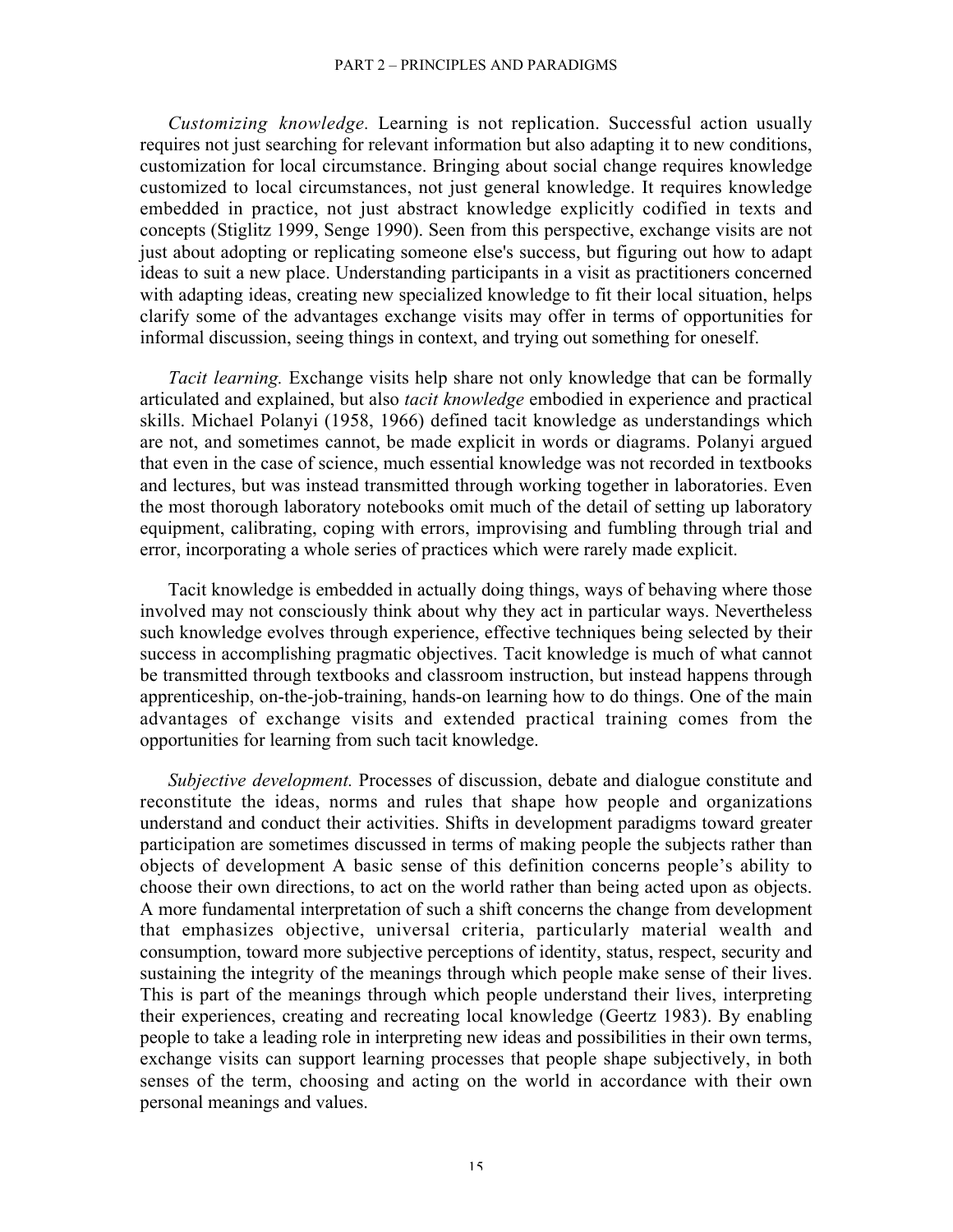*Customizing knowledge.* Learning is not replication. Successful action usually requires not just searching for relevant information but also adapting it to new conditions, customization for local circumstance. Bringing about social change requires knowledge customized to local circumstances, not just general knowledge. It requires knowledge embedded in practice, not just abstract knowledge explicitly codified in texts and concepts (Stiglitz 1999, Senge 1990). Seen from this perspective, exchange visits are not just about adopting or replicating someone else's success, but figuring out how to adapt ideas to suit a new place. Understanding participants in a visit as practitioners concerned with adapting ideas, creating new specialized knowledge to fit their local situation, helps clarify some of the advantages exchange visits may offer in terms of opportunities for informal discussion, seeing things in context, and trying out something for oneself.

*Tacit learning.* Exchange visits help share not only knowledge that can be formally articulated and explained, but also *tacit knowledge* embodied in experience and practical skills. Michael Polanyi (1958, 1966) defined tacit knowledge as understandings which are not, and sometimes cannot, be made explicit in words or diagrams. Polanyi argued that even in the case of science, much essential knowledge was not recorded in textbooks and lectures, but was instead transmitted through working together in laboratories. Even the most thorough laboratory notebooks omit much of the detail of setting up laboratory equipment, calibrating, coping with errors, improvising and fumbling through trial and error, incorporating a whole series of practices which were rarely made explicit.

Tacit knowledge is embedded in actually doing things, ways of behaving where those involved may not consciously think about why they act in particular ways. Nevertheless such knowledge evolves through experience, effective techniques being selected by their success in accomplishing pragmatic objectives. Tacit knowledge is much of what cannot be transmitted through textbooks and classroom instruction, but instead happens through apprenticeship, on-the-job-training, hands-on learning how to do things. One of the main advantages of exchange visits and extended practical training comes from the opportunities for learning from such tacit knowledge.

*Subjective development.* Processes of discussion, debate and dialogue constitute and reconstitute the ideas, norms and rules that shape how people and organizations understand and conduct their activities. Shifts in development paradigms toward greater participation are sometimes discussed in terms of making people the subjects rather than objects of development A basic sense of this definition concerns people's ability to choose their own directions, to act on the world rather than being acted upon as objects. A more fundamental interpretation of such a shift concerns the change from development that emphasizes objective, universal criteria, particularly material wealth and consumption, toward more subjective perceptions of identity, status, respect, security and sustaining the integrity of the meanings through which people make sense of their lives. This is part of the meanings through which people understand their lives, interpreting their experiences, creating and recreating local knowledge (Geertz 1983). By enabling people to take a leading role in interpreting new ideas and possibilities in their own terms, exchange visits can support learning processes that people shape subjectively, in both senses of the term, choosing and acting on the world in accordance with their own personal meanings and values.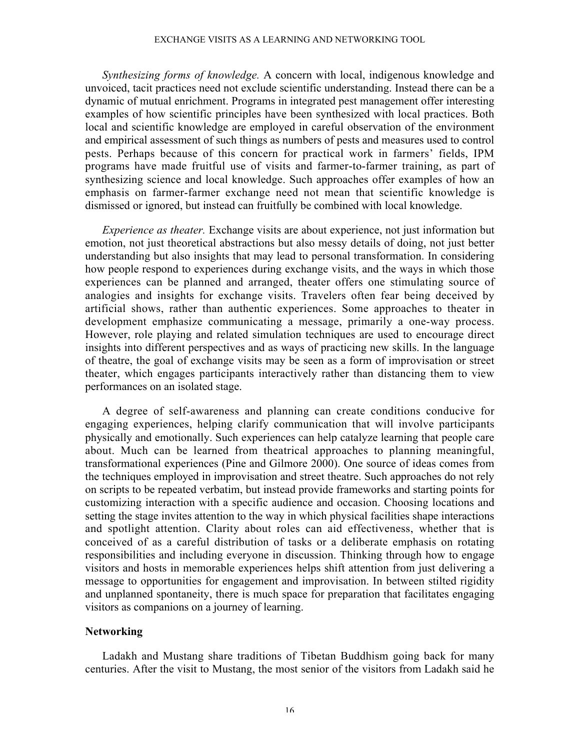*Synthesizing forms of knowledge.* A concern with local, indigenous knowledge and unvoiced, tacit practices need not exclude scientific understanding. Instead there can be a dynamic of mutual enrichment. Programs in integrated pest management offer interesting examples of how scientific principles have been synthesized with local practices. Both local and scientific knowledge are employed in careful observation of the environment and empirical assessment of such things as numbers of pests and measures used to control pests. Perhaps because of this concern for practical work in farmers' fields, IPM programs have made fruitful use of visits and farmer-to-farmer training, as part of synthesizing science and local knowledge. Such approaches offer examples of how an emphasis on farmer-farmer exchange need not mean that scientific knowledge is dismissed or ignored, but instead can fruitfully be combined with local knowledge.

*Experience as theater.* Exchange visits are about experience, not just information but emotion, not just theoretical abstractions but also messy details of doing, not just better understanding but also insights that may lead to personal transformation. In considering how people respond to experiences during exchange visits, and the ways in which those experiences can be planned and arranged, theater offers one stimulating source of analogies and insights for exchange visits. Travelers often fear being deceived by artificial shows, rather than authentic experiences. Some approaches to theater in development emphasize communicating a message, primarily a one-way process. However, role playing and related simulation techniques are used to encourage direct insights into different perspectives and as ways of practicing new skills. In the language of theatre, the goal of exchange visits may be seen as a form of improvisation or street theater, which engages participants interactively rather than distancing them to view performances on an isolated stage.

A degree of self-awareness and planning can create conditions conducive for engaging experiences, helping clarify communication that will involve participants physically and emotionally. Such experiences can help catalyze learning that people care about. Much can be learned from theatrical approaches to planning meaningful, transformational experiences (Pine and Gilmore 2000). One source of ideas comes from the techniques employed in improvisation and street theatre. Such approaches do not rely on scripts to be repeated verbatim, but instead provide frameworks and starting points for customizing interaction with a specific audience and occasion. Choosing locations and setting the stage invites attention to the way in which physical facilities shape interactions and spotlight attention. Clarity about roles can aid effectiveness, whether that is conceived of as a careful distribution of tasks or a deliberate emphasis on rotating responsibilities and including everyone in discussion. Thinking through how to engage visitors and hosts in memorable experiences helps shift attention from just delivering a message to opportunities for engagement and improvisation. In between stilted rigidity and unplanned spontaneity, there is much space for preparation that facilitates engaging visitors as companions on a journey of learning.

### Networking

Ladakh and Mustang share traditions of Tibetan Buddhism going back for many centuries. After the visit to Mustang, the most senior of the visitors from Ladakh said he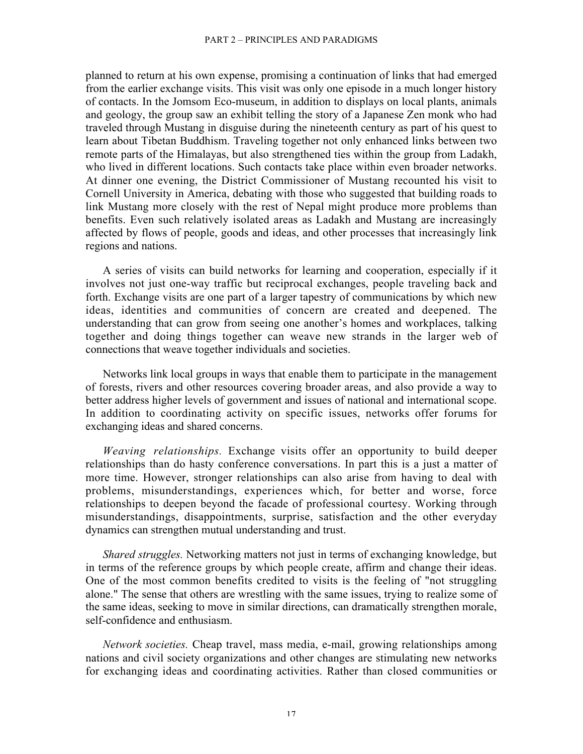planned to return at his own expense, promising a continuation of links that had emerged from the earlier exchange visits. This visit was only one episode in a much longer history of contacts. In the Jomsom Eco-museum, in addition to displays on local plants, animals and geology, the group saw an exhibit telling the story of a Japanese Zen monk who had traveled through Mustang in disguise during the nineteenth century as part of his quest to learn about Tibetan Buddhism. Traveling together not only enhanced links between two remote parts of the Himalayas, but also strengthened ties within the group from Ladakh, who lived in different locations. Such contacts take place within even broader networks. At dinner one evening, the District Commissioner of Mustang recounted his visit to Cornell University in America, debating with those who suggested that building roads to link Mustang more closely with the rest of Nepal might produce more problems than benefits. Even such relatively isolated areas as Ladakh and Mustang are increasingly affected by flows of people, goods and ideas, and other processes that increasingly link regions and nations.

A series of visits can build networks for learning and cooperation, especially if it involves not just one-way traffic but reciprocal exchanges, people traveling back and forth. Exchange visits are one part of a larger tapestry of communications by which new ideas, identities and communities of concern are created and deepened. The understanding that can grow from seeing one another's homes and workplaces, talking together and doing things together can weave new strands in the larger web of connections that weave together individuals and societies.

Networks link local groups in ways that enable them to participate in the management of forests, rivers and other resources covering broader areas, and also provide a way to better address higher levels of government and issues of national and international scope. In addition to coordinating activity on specific issues, networks offer forums for exchanging ideas and shared concerns.

*Weaving relationships.* Exchange visits offer an opportunity to build deeper relationships than do hasty conference conversations. In part this is a just a matter of more time. However, stronger relationships can also arise from having to deal with problems, misunderstandings, experiences which, for better and worse, force relationships to deepen beyond the facade of professional courtesy. Working through misunderstandings, disappointments, surprise, satisfaction and the other everyday dynamics can strengthen mutual understanding and trust.

*Shared struggles.* Networking matters not just in terms of exchanging knowledge, but in terms of the reference groups by which people create, affirm and change their ideas. One of the most common benefits credited to visits is the feeling of "not struggling alone." The sense that others are wrestling with the same issues, trying to realize some of the same ideas, seeking to move in similar directions, can dramatically strengthen morale, self-confidence and enthusiasm.

*Network societies.* Cheap travel, mass media, e-mail, growing relationships among nations and civil society organizations and other changes are stimulating new networks for exchanging ideas and coordinating activities. Rather than closed communities or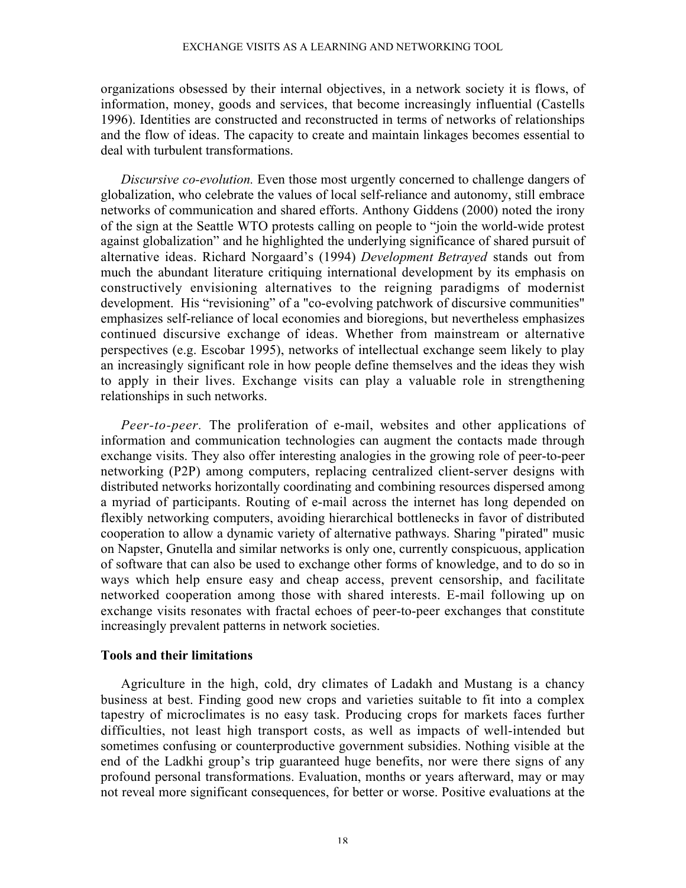organizations obsessed by their internal objectives, in a network society it is flows, of information, money, goods and services, that become increasingly influential (Castells 1996). Identities are constructed and reconstructed in terms of networks of relationships and the flow of ideas. The capacity to create and maintain linkages becomes essential to deal with turbulent transformations.

*Discursive co-evolution.* Even those most urgently concerned to challenge dangers of globalization, who celebrate the values of local self-reliance and autonomy, still embrace networks of communication and shared efforts. Anthony Giddens (2000) noted the irony of the sign at the Seattle WTO protests calling on people to "join the world-wide protest against globalization" and he highlighted the underlying significance of shared pursuit of alternative ideas. Richard Norgaard's (1994) *Development Betrayed* stands out from much the abundant literature critiquing international development by its emphasis on constructively envisioning alternatives to the reigning paradigms of modernist development. His "revisioning" of a "co-evolving patchwork of discursive communities" emphasizes self-reliance of local economies and bioregions, but nevertheless emphasizes continued discursive exchange of ideas. Whether from mainstream or alternative perspectives (e.g. Escobar 1995), networks of intellectual exchange seem likely to play an increasingly significant role in how people define themselves and the ideas they wish to apply in their lives. Exchange visits can play a valuable role in strengthening relationships in such networks.

*Peer-to-peer.* The proliferation of e-mail, websites and other applications of information and communication technologies can augment the contacts made through exchange visits. They also offer interesting analogies in the growing role of peer-to-peer networking (P2P) among computers, replacing centralized client-server designs with distributed networks horizontally coordinating and combining resources dispersed among a myriad of participants. Routing of e-mail across the internet has long depended on flexibly networking computers, avoiding hierarchical bottlenecks in favor of distributed cooperation to allow a dynamic variety of alternative pathways. Sharing "pirated" music on Napster, Gnutella and similar networks is only one, currently conspicuous, application of software that can also be used to exchange other forms of knowledge, and to do so in ways which help ensure easy and cheap access, prevent censorship, and facilitate networked cooperation among those with shared interests. E-mail following up on exchange visits resonates with fractal echoes of peer-to-peer exchanges that constitute increasingly prevalent patterns in network societies.

## Tools and their limitations

Agriculture in the high, cold, dry climates of Ladakh and Mustang is a chancy business at best. Finding good new crops and varieties suitable to fit into a complex tapestry of microclimates is no easy task. Producing crops for markets faces further difficulties, not least high transport costs, as well as impacts of well-intended but sometimes confusing or counterproductive government subsidies. Nothing visible at the end of the Ladkhi group's trip guaranteed huge benefits, nor were there signs of any profound personal transformations. Evaluation, months or years afterward, may or may not reveal more significant consequences, for better or worse. Positive evaluations at the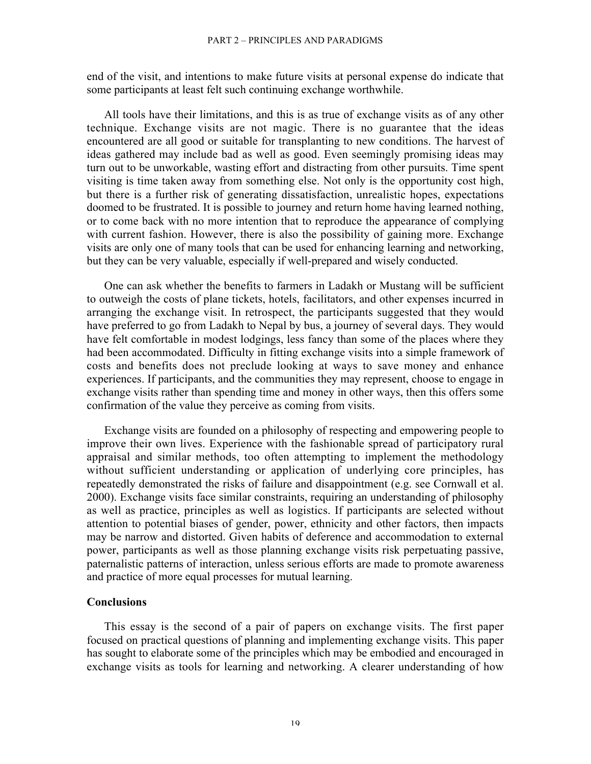end of the visit, and intentions to make future visits at personal expense do indicate that some participants at least felt such continuing exchange worthwhile.

All tools have their limitations, and this is as true of exchange visits as of any other technique. Exchange visits are not magic. There is no guarantee that the ideas encountered are all good or suitable for transplanting to new conditions. The harvest of ideas gathered may include bad as well as good. Even seemingly promising ideas may turn out to be unworkable, wasting effort and distracting from other pursuits. Time spent visiting is time taken away from something else. Not only is the opportunity cost high, but there is a further risk of generating dissatisfaction, unrealistic hopes, expectations doomed to be frustrated. It is possible to journey and return home having learned nothing, or to come back with no more intention that to reproduce the appearance of complying with current fashion. However, there is also the possibility of gaining more. Exchange visits are only one of many tools that can be used for enhancing learning and networking, but they can be very valuable, especially if well-prepared and wisely conducted.

One can ask whether the benefits to farmers in Ladakh or Mustang will be sufficient to outweigh the costs of plane tickets, hotels, facilitators, and other expenses incurred in arranging the exchange visit. In retrospect, the participants suggested that they would have preferred to go from Ladakh to Nepal by bus, a journey of several days. They would have felt comfortable in modest lodgings, less fancy than some of the places where they had been accommodated. Difficulty in fitting exchange visits into a simple framework of costs and benefits does not preclude looking at ways to save money and enhance experiences. If participants, and the communities they may represent, choose to engage in exchange visits rather than spending time and money in other ways, then this offers some confirmation of the value they perceive as coming from visits.

Exchange visits are founded on a philosophy of respecting and empowering people to improve their own lives. Experience with the fashionable spread of participatory rural appraisal and similar methods, too often attempting to implement the methodology without sufficient understanding or application of underlying core principles, has repeatedly demonstrated the risks of failure and disappointment (e.g. see Cornwall et al. 2000). Exchange visits face similar constraints, requiring an understanding of philosophy as well as practice, principles as well as logistics. If participants are selected without attention to potential biases of gender, power, ethnicity and other factors, then impacts may be narrow and distorted. Given habits of deference and accommodation to external power, participants as well as those planning exchange visits risk perpetuating passive, paternalistic patterns of interaction, unless serious efforts are made to promote awareness and practice of more equal processes for mutual learning.

## Conclusions

This essay is the second of a pair of papers on exchange visits. The first paper focused on practical questions of planning and implementing exchange visits. This paper has sought to elaborate some of the principles which may be embodied and encouraged in exchange visits as tools for learning and networking. A clearer understanding of how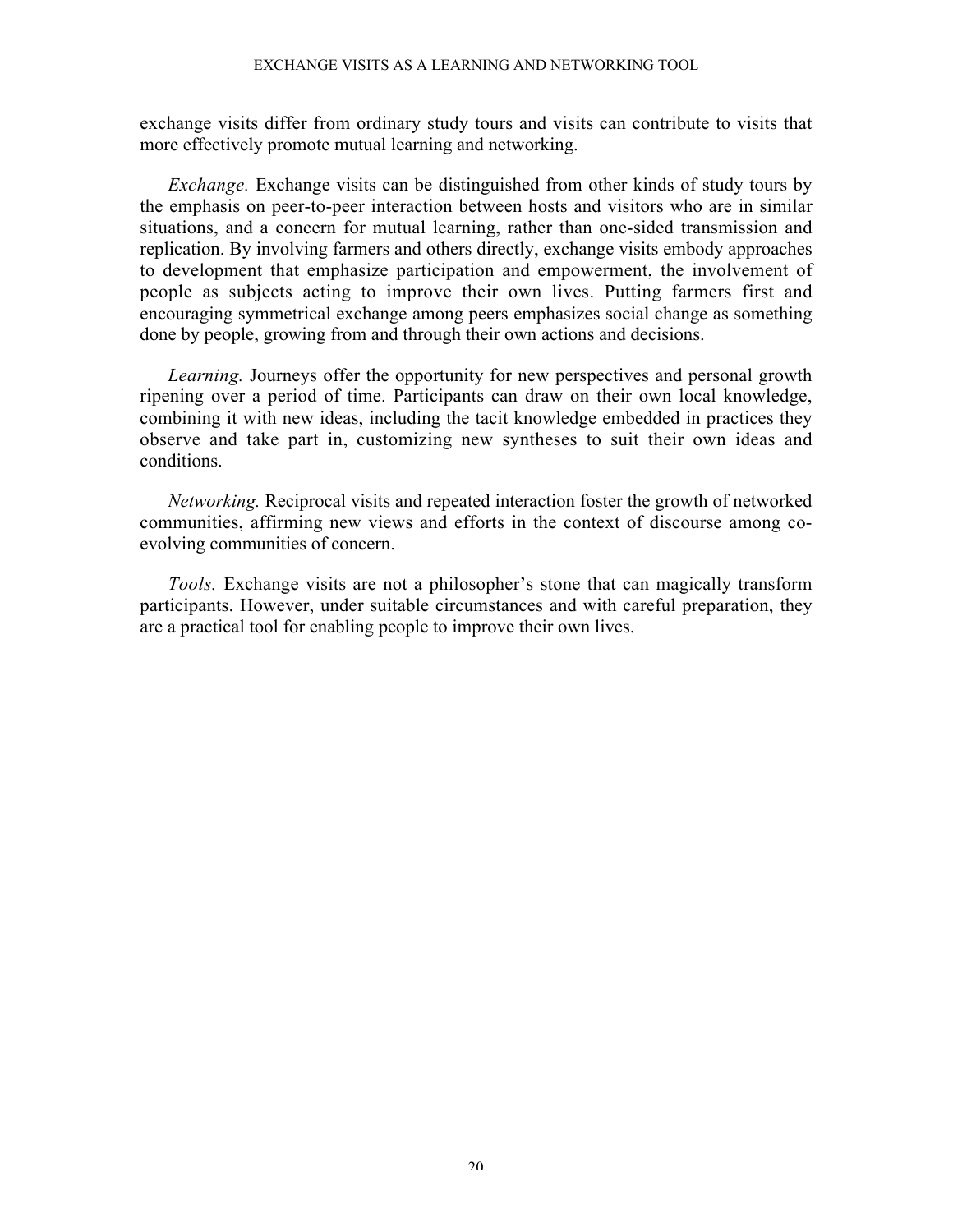exchange visits differ from ordinary study tours and visits can contribute to visits that more effectively promote mutual learning and networking.

*Exchange.* Exchange visits can be distinguished from other kinds of study tours by the emphasis on peer-to-peer interaction between hosts and visitors who are in similar situations, and a concern for mutual learning, rather than one-sided transmission and replication. By involving farmers and others directly, exchange visits embody approaches to development that emphasize participation and empowerment, the involvement of people as subjects acting to improve their own lives. Putting farmers first and encouraging symmetrical exchange among peers emphasizes social change as something done by people, growing from and through their own actions and decisions.

*Learning.* Journeys offer the opportunity for new perspectives and personal growth ripening over a period of time. Participants can draw on their own local knowledge, combining it with new ideas, including the tacit knowledge embedded in practices they observe and take part in, customizing new syntheses to suit their own ideas and conditions.

*Networking.* Reciprocal visits and repeated interaction foster the growth of networked communities, affirming new views and efforts in the context of discourse among co-evolving communities of concern.

*Tools.* Exchange visits are not a philosopher's stone that can magically transform participants. However, under suitable circumstances and with careful preparation, they are a practical tool for enabling people to improve their own lives.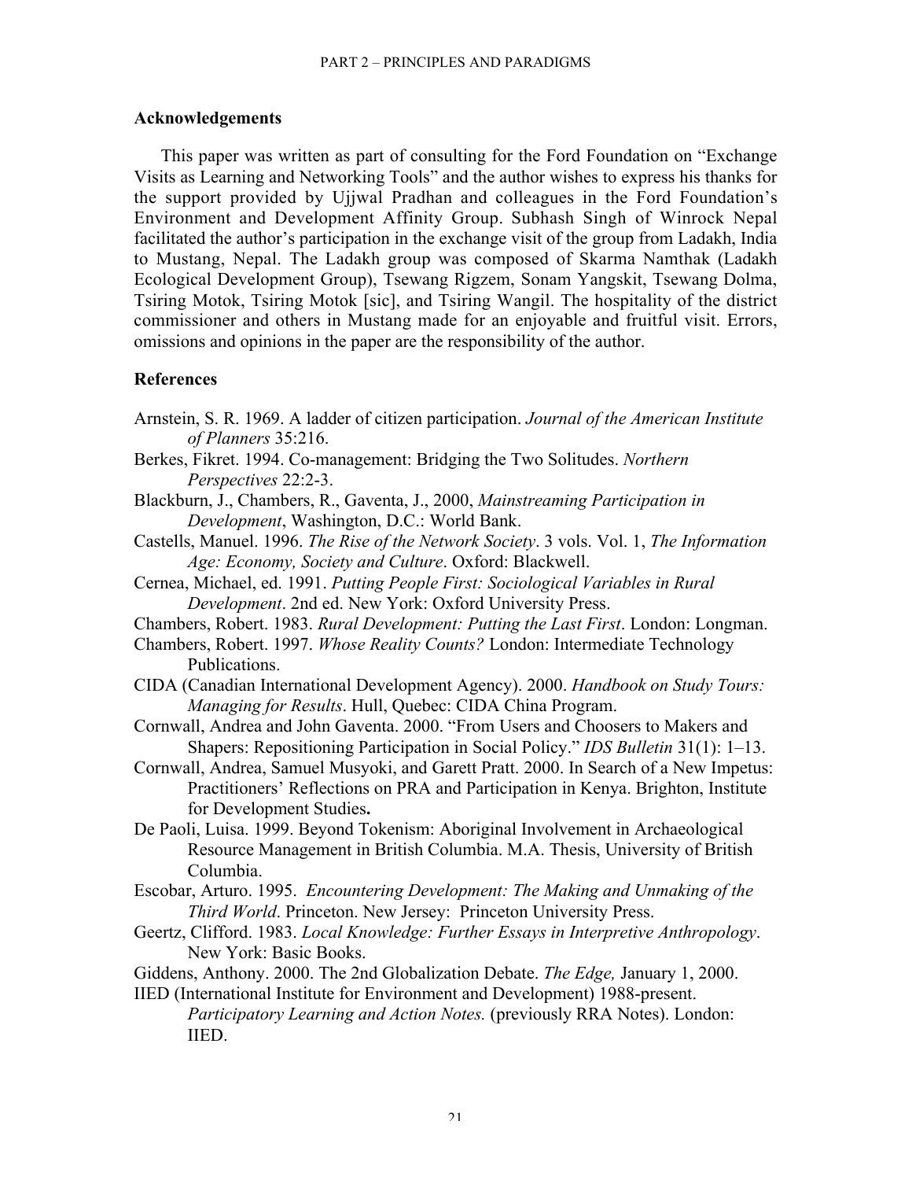## Acknowledgements

This paper was written as part of consulting for the Ford Foundation on "Exchange Visits as Learning and Networking Tools" and the author wishes to express his thanks for the support provided by Ujjwal Pradhan and colleagues in the Ford Foundation's Environment and Development Affinity Group. Subhash Singh of Winrock Nepal facilitated the author's participation in the exchange visit of the group from Ladakh, India to Mustang, Nepal. The Ladakh group was composed of Skarma Namthak (Ladakh Ecological Development Group), Tsewang Rigzem, Sonam Yangskit, Tsewang Dolma, Tsiring Motok, Tsiring Motok [sic], and Tsiring Wangil. The hospitality of the district commissioner and others in Mustang made for an enjoyable and fruitful visit. Errors, omissions and opinions in the paper are the responsibility of the author.

## References

Arnstein, S. R. 1969. A ladder of citizen participation. *Journal of the American Institute of Planners* 35:216.

Berkes, Fikret. 1994. Co-management: Bridging the Two Solitudes. *Northern Perspectives* 22:2-3.

Blackburn, J., Chambers, R., Gaventa, J., 2000, *Mainstreaming Participation in Development*, Washington, D.C.: World Bank.

Castells, Manuel. 1996. *The Rise of the Network Society*. 3 vols. Vol. 1, *The Information Age: Economy, Society and Culture*. Oxford: Blackwell.

Cernea, Michael, ed. 1991. *Putting People First: Sociological Variables in Rural Development*. 2nd ed. New York: Oxford University Press.

Chambers, Robert. 1983. *Rural Development: Putting the Last First*. London: Longman.

Chambers, Robert. 1997. *Whose Reality Counts?* London: Intermediate Technology Publications.

CIDA (Canadian International Development Agency). 2000. *Handbook on Study Tours: Managing for Results*. Hull, Quebec: CIDA China Program.

Cornwall, Andrea and John Gaventa. 2000. "From Users and Choosers to Makers and Shapers: Repositioning Participation in Social Policy." *IDS Bulletin* 31(1): 1–13.

Cornwall, Andrea, Samuel Musyoki, and Garett Pratt. 2000. In Search of a New Impetus: Practitioners' Reflections on PRA and Participation in Kenya. Brighton, Institute for Development Studies**.**

De Paoli, Luisa. 1999. Beyond Tokenism: Aboriginal Involvement in Archaeological Resource Management in British Columbia. M.A. Thesis, University of British Columbia.

Escobar, Arturo. 1995. *Encountering Development: The Making and Unmaking of the Third World*. Princeton. New Jersey: Princeton University Press.

Geertz, Clifford. 1983. *Local Knowledge: Further Essays in Interpretive Anthropology*. New York: Basic Books.

Giddens, Anthony. 2000. The 2nd Globalization Debate. *The Edge,* January 1, 2000.

IIED (International Institute for Environment and Development) 1988-present. *Participatory Learning and Action Notes.* (previously RRA Notes). London: IIED.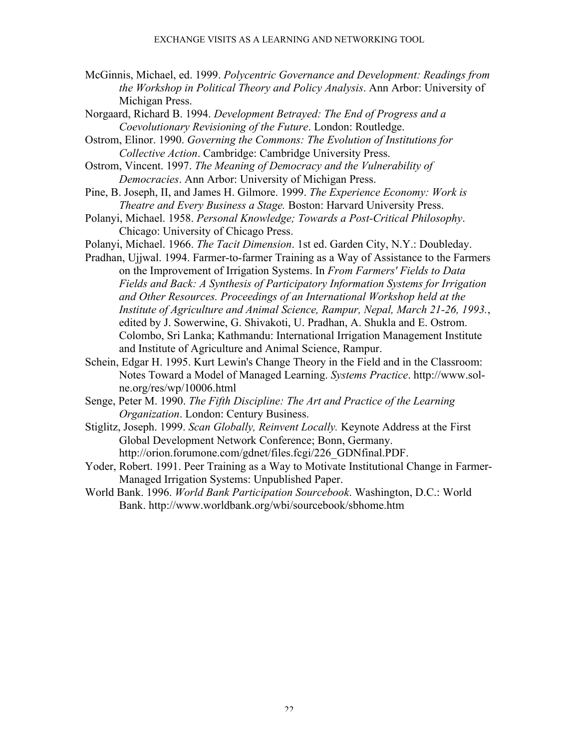McGinnis, Michael, ed. 1999. *Polycentric Governance and Development: Readings from the Workshop in Political Theory and Policy Analysis*. Ann Arbor: University of Michigan Press.

Norgaard, Richard B. 1994. *Development Betrayed: The End of Progress and a Coevolutionary Revisioning of the Future*. London: Routledge.

Ostrom, Elinor. 1990. *Governing the Commons: The Evolution of Institutions for Collective Action*. Cambridge: Cambridge University Press.

Ostrom, Vincent. 1997. *The Meaning of Democracy and the Vulnerability of Democracies*. Ann Arbor: University of Michigan Press.

Pine, B. Joseph, II, and James H. Gilmore. 1999. *The Experience Economy: Work is Theatre and Every Business a Stage.* Boston: Harvard University Press.

Polanyi, Michael. 1958. *Personal Knowledge; Towards a Post-Critical Philosophy*. Chicago: University of Chicago Press.

Polanyi, Michael. 1966. *The Tacit Dimension*. 1st ed. Garden City, N.Y.: Doubleday.

Pradhan, Ujjwal. 1994. Farmer-to-farmer Training as a Way of Assistance to the Farmers on the Improvement of Irrigation Systems. In *From Farmers' Fields to Data Fields and Back: A Synthesis of Participatory Information Systems for Irrigation and Other Resources. Proceedings of an International Workshop held at the Institute of Agriculture and Animal Science, Rampur, Nepal, March 21-26, 1993.*, edited by J. Sowerwine, G. Shivakoti, U. Pradhan, A. Shukla and E. Ostrom. Colombo, Sri Lanka; Kathmandu: International Irrigation Management Institute and Institute of Agriculture and Animal Science, Rampur.

Schein, Edgar H. 1995. Kurt Lewin's Change Theory in the Field and in the Classroom: Notes Toward a Model of Managed Learning. *Systems Practice*. http://www.sol-ne.org/res/wp/10006.html

Senge, Peter M. 1990. *The Fifth Discipline: The Art and Practice of the Learning Organization*. London: Century Business.

Stiglitz, Joseph. 1999. *Scan Globally, Reinvent Locally.* Keynote Address at the First Global Development Network Conference; Bonn, Germany. http://orion.forumone.com/gdnet/files.fcgi/226_GDNfinal.PDF.

Yoder, Robert. 1991. Peer Training as a Way to Motivate Institutional Change in Farmer-Managed Irrigation Systems: Unpublished Paper.

World Bank. 1996. *World Bank Participation Sourcebook*. Washington, D.C.: World Bank. http://www.worldbank.org/wbi/sourcebook/sbhome.htm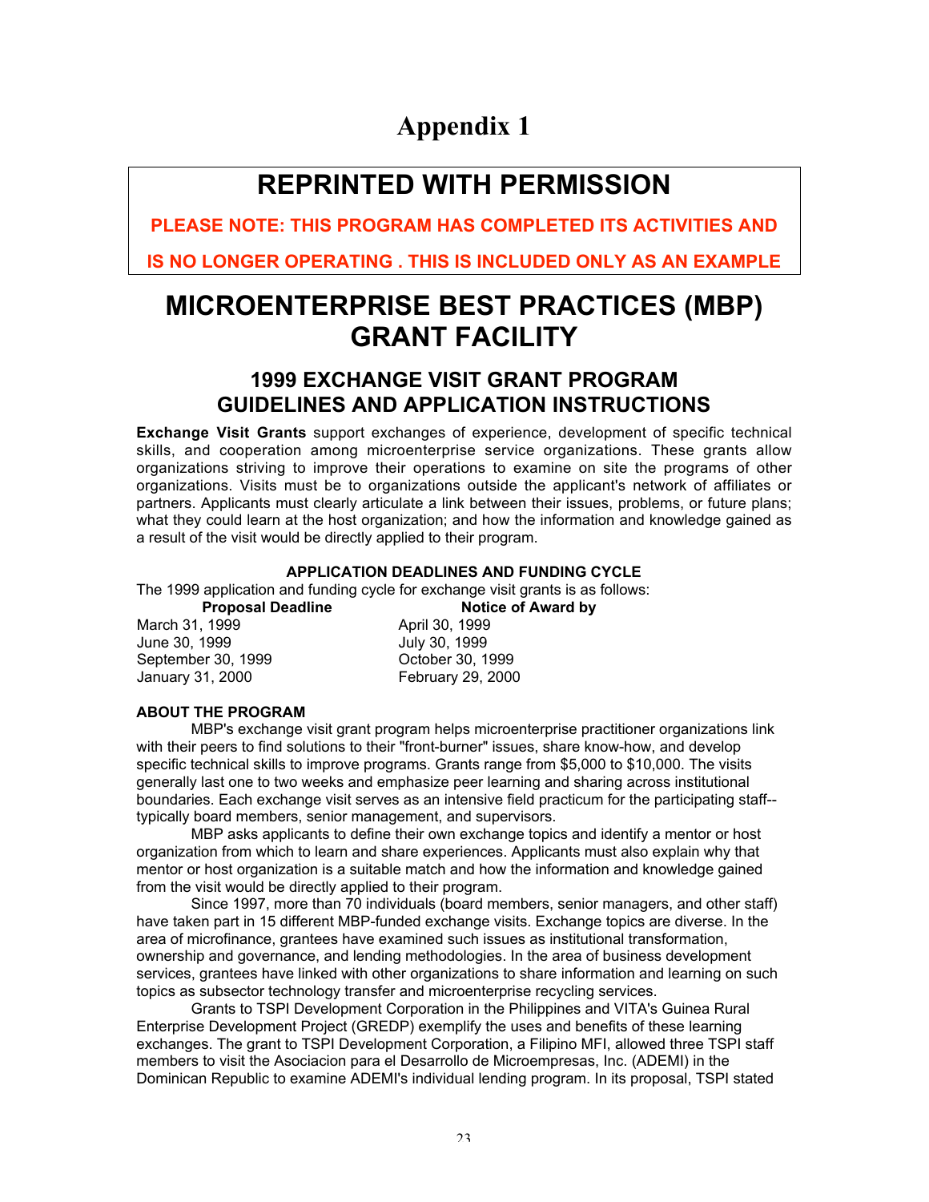# Appendix 1

## REPRINTED WITH PERMISSION

**PLEASE NOTE: THIS PROGRAM HAS COMPLETED ITS ACTIVITIES AND IS NO LONGER OPERATING . THIS IS INCLUDED ONLY AS AN EXAMPLE**

# MICROENTERPRISE BEST PRACTICES (MBP) GRANT FACILITY

## 1999 EXCHANGE VISIT GRANT PROGRAM GUIDELINES AND APPLICATION INSTRUCTIONS

**Exchange Visit Grants** support exchanges of experience, development of specific technical skills, and cooperation among microenterprise service organizations. These grants allow organizations striving to improve their operations to examine on site the programs of other organizations. Visits must be to organizations outside the applicant's network of affiliates or partners. Applicants must clearly articulate a link between their issues, problems, or future plans; what they could learn at the host organization; and how the information and knowledge gained as a result of the visit would be directly applied to their program.

### APPLICATION DEADLINES AND FUNDING CYCLE

The 1999 application and funding cycle for exchange visit grants is as follows:

| Proposal Deadline | Notice of Award by |
|---|---|
| March 31, 1999 | April 30, 1999 |
| June 30, 1999 | July 30, 1999 |
| September 30, 1999 | October 30, 1999 |
| January 31, 2000 | February 29, 2000 |

### ABOUT THE PROGRAM

MBP's exchange visit grant program helps microenterprise practitioner organizations link with their peers to find solutions to their "front-burner" issues, share know-how, and develop specific technical skills to improve programs. Grants range from $5,000 to $10,000. The visits generally last one to two weeks and emphasize peer learning and sharing across institutional boundaries. Each exchange visit serves as an intensive field practicum for the participating staff--typically board members, senior management, and supervisors.

MBP asks applicants to define their own exchange topics and identify a mentor or host organization from which to learn and share experiences. Applicants must also explain why that mentor or host organization is a suitable match and how the information and knowledge gained from the visit would be directly applied to their program.

Since 1997, more than 70 individuals (board members, senior managers, and other staff) have taken part in 15 different MBP-funded exchange visits. Exchange topics are diverse. In the area of microfinance, grantees have examined such issues as institutional transformation, ownership and governance, and lending methodologies. In the area of business development services, grantees have linked with other organizations to share information and learning on such topics as subsector technology transfer and microenterprise recycling services.

Grants to TSPI Development Corporation in the Philippines and VITA's Guinea Rural Enterprise Development Project (GREDP) exemplify the uses and benefits of these learning exchanges. The grant to TSPI Development Corporation, a Filipino MFI, allowed three TSPI staff members to visit the Asociacion para el Desarrollo de Microempresas, Inc. (ADEMI) in the Dominican Republic to examine ADEMI's individual lending program. In its proposal, TSPI stated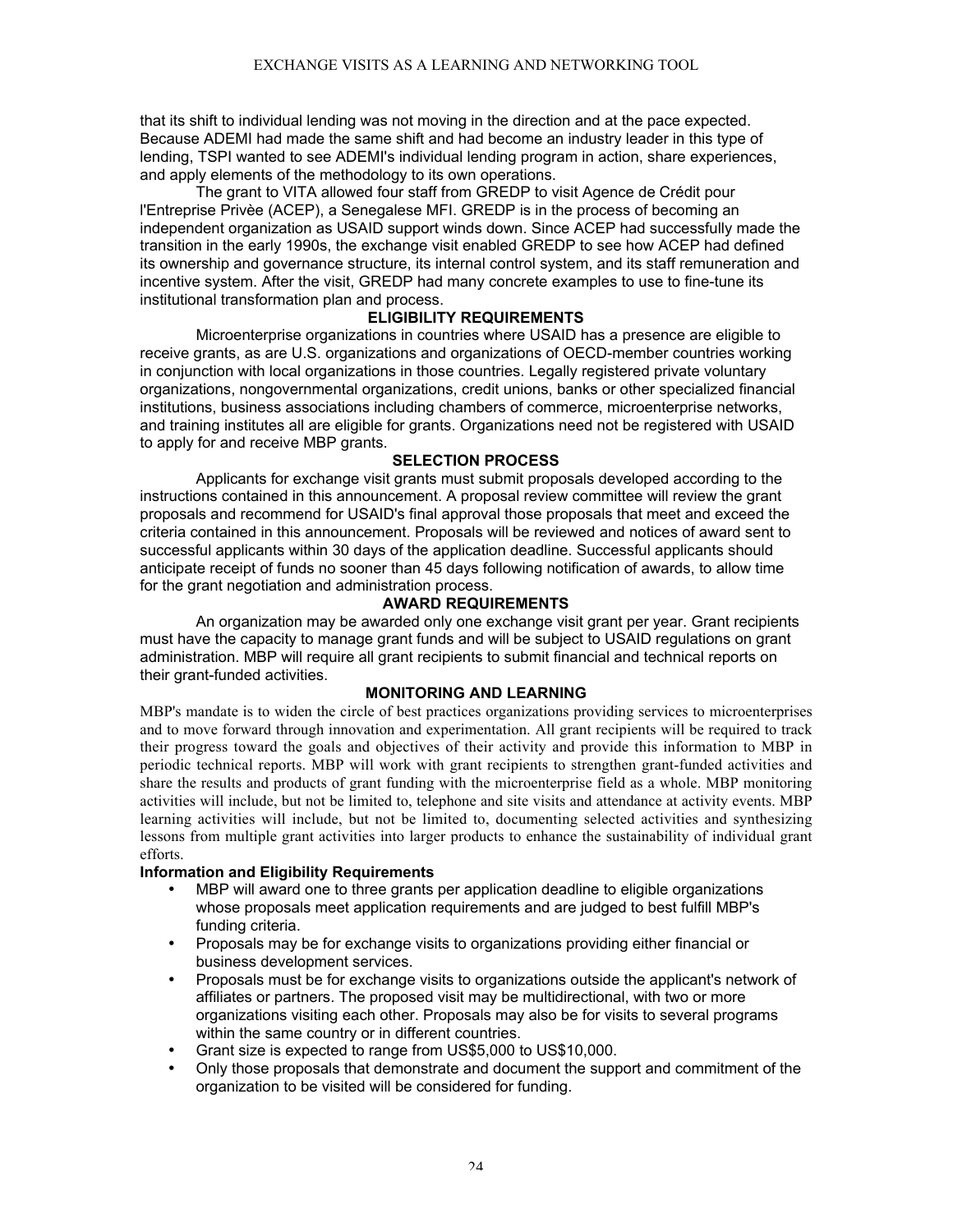that its shift to individual lending was not moving in the direction and at the pace expected. Because ADEMI had made the same shift and had become an industry leader in this type of lending, TSPI wanted to see ADEMI's individual lending program in action, share experiences, and apply elements of the methodology to its own operations.

The grant to VITA allowed four staff from GREDP to visit Agence de Crédit pour l'Entreprise Privèe (ACEP), a Senegalese MFI. GREDP is in the process of becoming an independent organization as USAID support winds down. Since ACEP had successfully made the transition in the early 1990s, the exchange visit enabled GREDP to see how ACEP had defined its ownership and governance structure, its internal control system, and its staff remuneration and incentive system. After the visit, GREDP had many concrete examples to use to fine-tune its institutional transformation plan and process.

## ELIGIBILITY REQUIREMENTS

Microenterprise organizations in countries where USAID has a presence are eligible to receive grants, as are U.S. organizations and organizations of OECD-member countries working in conjunction with local organizations in those countries. Legally registered private voluntary organizations, nongovernmental organizations, credit unions, banks or other specialized financial institutions, business associations including chambers of commerce, microenterprise networks, and training institutes all are eligible for grants. Organizations need not be registered with USAID to apply for and receive MBP grants.

## SELECTION PROCESS

Applicants for exchange visit grants must submit proposals developed according to the instructions contained in this announcement. A proposal review committee will review the grant proposals and recommend for USAID's final approval those proposals that meet and exceed the criteria contained in this announcement. Proposals will be reviewed and notices of award sent to successful applicants within 30 days of the application deadline. Successful applicants should anticipate receipt of funds no sooner than 45 days following notification of awards, to allow time for the grant negotiation and administration process.

## AWARD REQUIREMENTS

An organization may be awarded only one exchange visit grant per year. Grant recipients must have the capacity to manage grant funds and will be subject to USAID regulations on grant administration. MBP will require all grant recipients to submit financial and technical reports on their grant-funded activities.

## MONITORING AND LEARNING

MBP's mandate is to widen the circle of best practices organizations providing services to microenterprises and to move forward through innovation and experimentation. All grant recipients will be required to track their progress toward the goals and objectives of their activity and provide this information to MBP in periodic technical reports. MBP will work with grant recipients to strengthen grant-funded activities and share the results and products of grant funding with the microenterprise field as a whole. MBP monitoring activities will include, but not be limited to, telephone and site visits and attendance at activity events. MBP learning activities will include, but not be limited to, documenting selected activities and synthesizing lessons from multiple grant activities into larger products to enhance the sustainability of individual grant efforts.

**Information and Eligibility Requirements**

- MBP will award one to three grants per application deadline to eligible organizations whose proposals meet application requirements and are judged to best fulfill MBP's funding criteria.
- Proposals may be for exchange visits to organizations providing either financial or business development services.
- Proposals must be for exchange visits to organizations outside the applicant's network of affiliates or partners. The proposed visit may be multidirectional, with two or more organizations visiting each other. Proposals may also be for visits to several programs within the same country or in different countries.
- Grant size is expected to range from US$5,000 to US$10,000.
- Only those proposals that demonstrate and document the support and commitment of the organization to be visited will be considered for funding.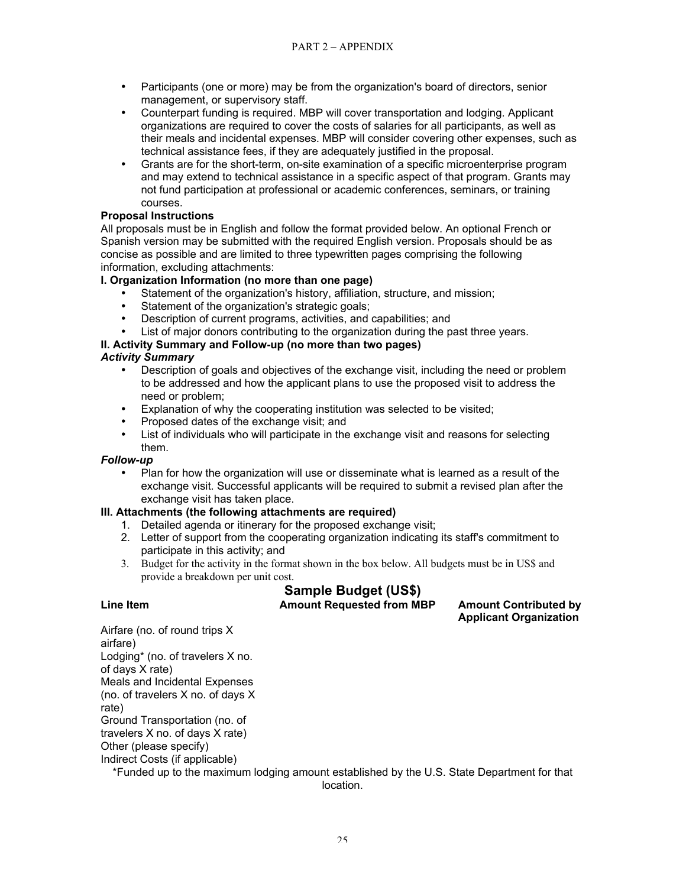- Participants (one or more) may be from the organization's board of directors, senior management, or supervisory staff.
- Counterpart funding is required. MBP will cover transportation and lodging. Applicant organizations are required to cover the costs of salaries for all participants, as well as their meals and incidental expenses. MBP will consider covering other expenses, such as technical assistance fees, if they are adequately justified in the proposal.
- Grants are for the short-term, on-site examination of a specific microenterprise program and may extend to technical assistance in a specific aspect of that program. Grants may not fund participation at professional or academic conferences, seminars, or training courses.

**Proposal Instructions**

All proposals must be in English and follow the format provided below. An optional French or Spanish version may be submitted with the required English version. Proposals should be as concise as possible and are limited to three typewritten pages comprising the following information, excluding attachments:

**I. Organization Information (no more than one page)**

- Statement of the organization's history, affiliation, structure, and mission;
- Statement of the organization's strategic goals;
- Description of current programs, activities, and capabilities; and
- List of major donors contributing to the organization during the past three years.

**II. Activity Summary and Follow-up (no more than two pages)**

***Activity Summary***

- Description of goals and objectives of the exchange visit, including the need or problem to be addressed and how the applicant plans to use the proposed visit to address the need or problem;
- Explanation of why the cooperating institution was selected to be visited;
- Proposed dates of the exchange visit; and
- List of individuals who will participate in the exchange visit and reasons for selecting them.

***Follow-up***

- Plan for how the organization will use or disseminate what is learned as a result of the exchange visit. Successful applicants will be required to submit a revised plan after the exchange visit has taken place.

**III. Attachments (the following attachments are required)**

1. Detailed agenda or itinerary for the proposed exchange visit;
2. Letter of support from the cooperating organization indicating its staff's commitment to participate in this activity; and
3. Budget for the activity in the format shown in the box below. All budgets must be in US$ and provide a breakdown per unit cost.

**Sample Budget (US$)**

| Line Item | Amount Requested from MBP | Amount Contributed by Applicant Organization |
|---|---|---|
| Airfare (no. of round trips X airfare) | | |
| Lodging* (no. of travelers X no. of days X rate) | | |
| Meals and Incidental Expenses (no. of travelers X no. of days X rate) | | |
| Ground Transportation (no. of travelers X no. of days X rate) | | |
| Other (please specify) | | |
| Indirect Costs (if applicable) | | |

*Funded up to the maximum lodging amount established by the U.S. State Department for that location.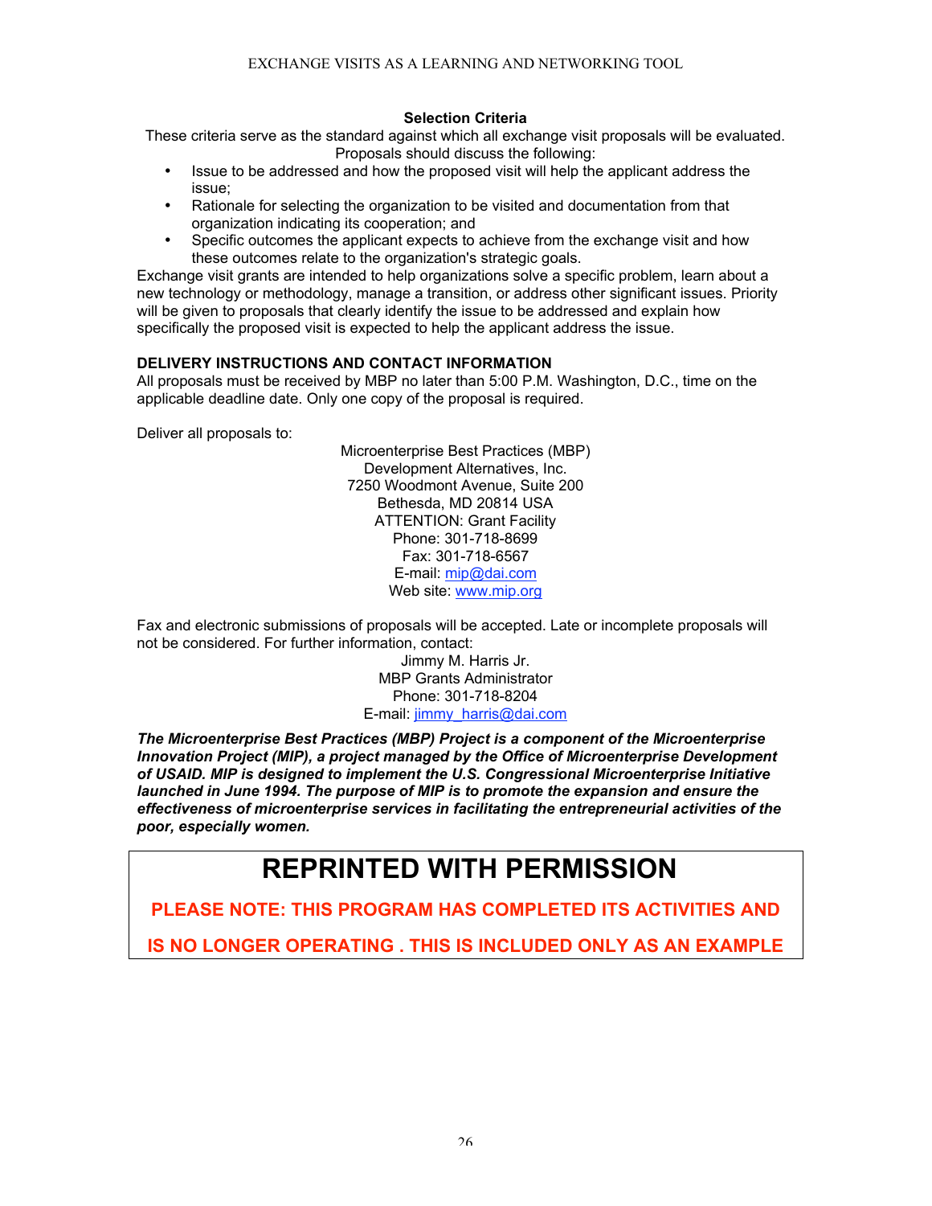**Selection Criteria**

These criteria serve as the standard against which all exchange visit proposals will be evaluated. Proposals should discuss the following:

- Issue to be addressed and how the proposed visit will help the applicant address the issue;
- Rationale for selecting the organization to be visited and documentation from that organization indicating its cooperation; and
- Specific outcomes the applicant expects to achieve from the exchange visit and how these outcomes relate to the organization's strategic goals.

Exchange visit grants are intended to help organizations solve a specific problem, learn about a new technology or methodology, manage a transition, or address other significant issues. Priority will be given to proposals that clearly identify the issue to be addressed and explain how specifically the proposed visit is expected to help the applicant address the issue.

**DELIVERY INSTRUCTIONS AND CONTACT INFORMATION**

All proposals must be received by MBP no later than 5:00 P.M. Washington, D.C., time on the applicable deadline date. Only one copy of the proposal is required.

Deliver all proposals to:

Microenterprise Best Practices (MBP)
Development Alternatives, Inc.
7250 Woodmont Avenue, Suite 200
Bethesda, MD 20814 USA
ATTENTION: Grant Facility
Phone: 301-718-8699
Fax: 301-718-6567
E-mail: mip@dai.com
Web site: www.mip.org

Fax and electronic submissions of proposals will be accepted. Late or incomplete proposals will not be considered. For further information, contact:

Jimmy M. Harris Jr.
MBP Grants Administrator
Phone: 301-718-8204
E-mail: jimmy_harris@dai.com

***The Microenterprise Best Practices (MBP) Project is a component of the Microenterprise Innovation Project (MIP), a project managed by the Office of Microenterprise Development of USAID. MIP is designed to implement the U.S. Congressional Microenterprise Initiative launched in June 1994. The purpose of MIP is to promote the expansion and ensure the effectiveness of microenterprise services in facilitating the entrepreneurial activities of the poor, especially women.***

# REPRINTED WITH PERMISSION

**PLEASE NOTE: THIS PROGRAM HAS COMPLETED ITS ACTIVITIES AND IS NO LONGER OPERATING . THIS IS INCLUDED ONLY AS AN EXAMPLE**